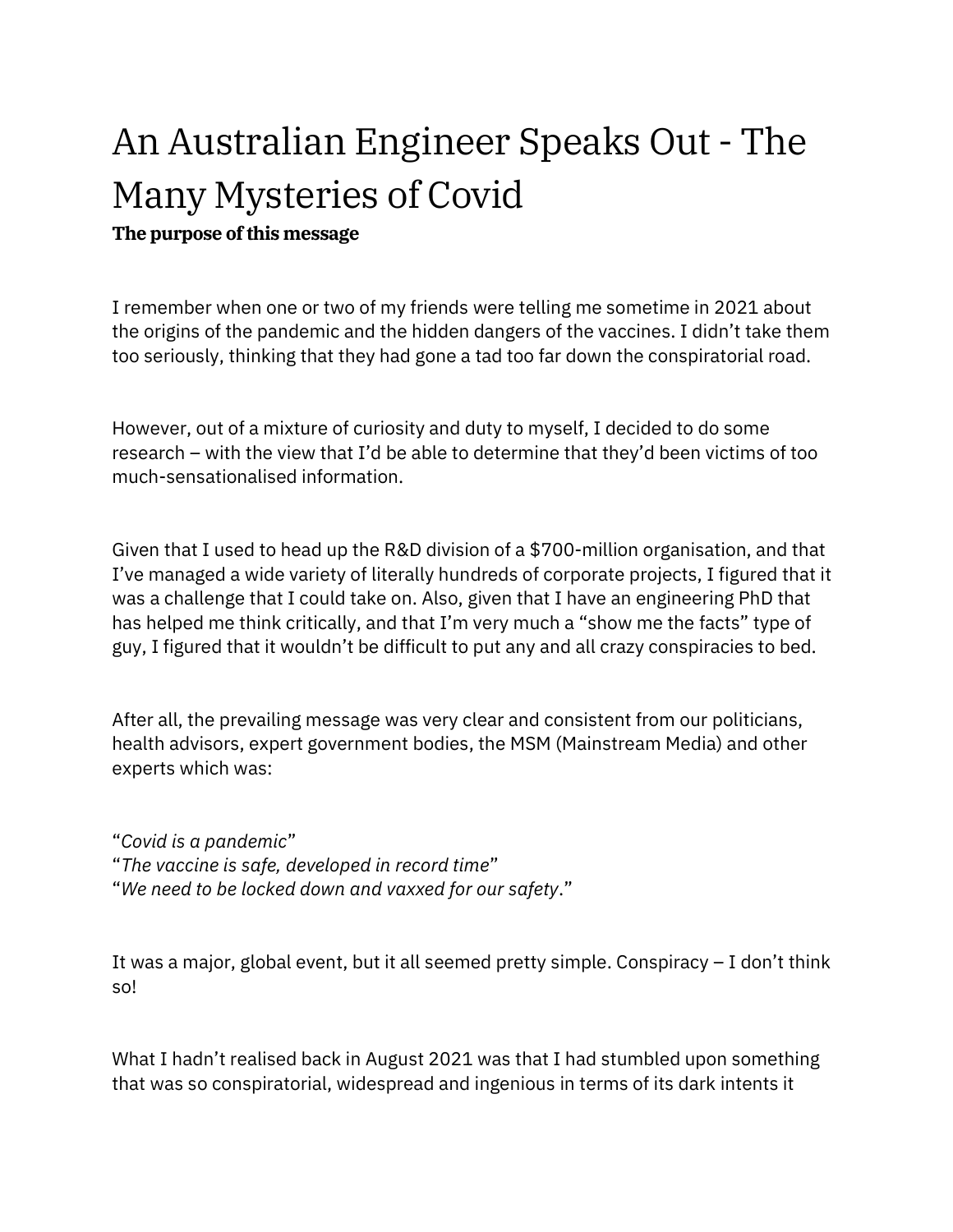# An Australian Engineer Speaks Out - The Many Mysteries of Covid

**The purpose of this message**

I remember when one or two of my friends were telling me sometime in 2021 about the origins of the pandemic and the hidden dangers of the vaccines. I didn't take them too seriously, thinking that they had gone a tad too far down the conspiratorial road.

However, out of a mixture of curiosity and duty to myself, I decided to do some research – with the view that I'd be able to determine that they'd been victims of too much-sensationalised information.

Given that I used to head up the R&D division of a $700-million organisation, and that I've managed a wide variety of literally hundreds of corporate projects, I figured that it was a challenge that I could take on. Also, given that I have an engineering PhD that has helped me think critically, and that I'm very much a "show me the facts" type of guy, I figured that it wouldn't be difficult to put any and all crazy conspiracies to bed.

After all, the prevailing message was very clear and consistent from our politicians, health advisors, expert government bodies, the MSM (Mainstream Media) and other experts which was:

"*Covid is a pandemic*"
"*The vaccine is safe, developed in record time*"
"*We need to be locked down and vaxxed for our safety*."

It was a major, global event, but it all seemed pretty simple. Conspiracy – I don't think so!

What I hadn't realised back in August 2021 was that I had stumbled upon something that was so conspiratorial, widespread and ingenious in terms of its dark intents it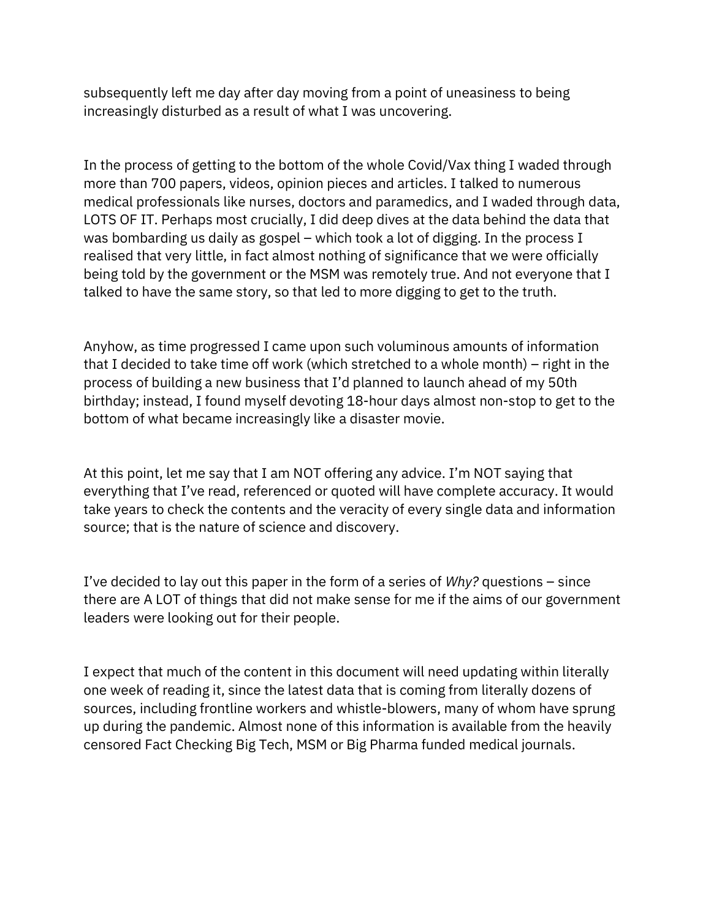subsequently left me day after day moving from a point of uneasiness to being increasingly disturbed as a result of what I was uncovering.

In the process of getting to the bottom of the whole Covid/Vax thing I waded through more than 700 papers, videos, opinion pieces and articles. I talked to numerous medical professionals like nurses, doctors and paramedics, and I waded through data, LOTS OF IT. Perhaps most crucially, I did deep dives at the data behind the data that was bombarding us daily as gospel – which took a lot of digging. In the process I realised that very little, in fact almost nothing of significance that we were officially being told by the government or the MSM was remotely true. And not everyone that I talked to have the same story, so that led to more digging to get to the truth.

Anyhow, as time progressed I came upon such voluminous amounts of information that I decided to take time off work (which stretched to a whole month) – right in the process of building a new business that I'd planned to launch ahead of my 50th birthday; instead, I found myself devoting 18-hour days almost non-stop to get to the bottom of what became increasingly like a disaster movie.

At this point, let me say that I am NOT offering any advice. I'm NOT saying that everything that I've read, referenced or quoted will have complete accuracy. It would take years to check the contents and the veracity of every single data and information source; that is the nature of science and discovery.

I've decided to lay out this paper in the form of a series of *Why?* questions – since there are A LOT of things that did not make sense for me if the aims of our government leaders were looking out for their people.

I expect that much of the content in this document will need updating within literally one week of reading it, since the latest data that is coming from literally dozens of sources, including frontline workers and whistle-blowers, many of whom have sprung up during the pandemic. Almost none of this information is available from the heavily censored Fact Checking Big Tech, MSM or Big Pharma funded medical journals.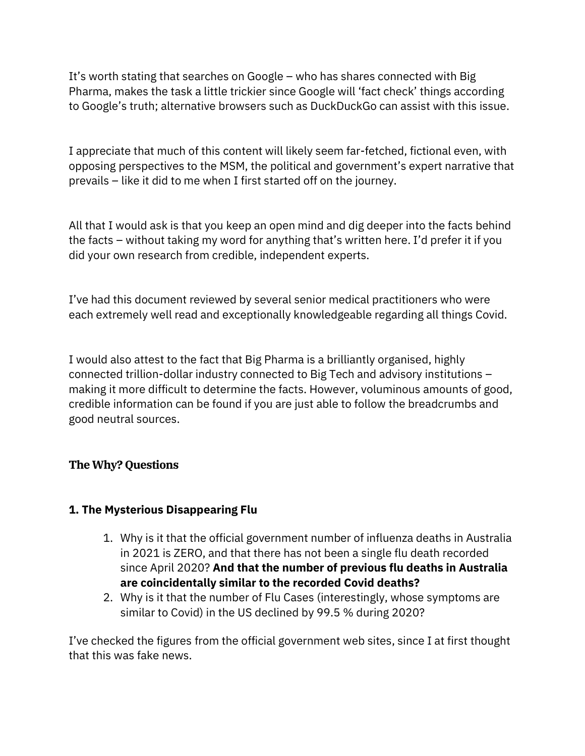It's worth stating that searches on Google – who has shares connected with Big Pharma, makes the task a little trickier since Google will 'fact check' things according to Google's truth; alternative browsers such as DuckDuckGo can assist with this issue.

I appreciate that much of this content will likely seem far-fetched, fictional even, with opposing perspectives to the MSM, the political and government's expert narrative that prevails – like it did to me when I first started off on the journey.

All that I would ask is that you keep an open mind and dig deeper into the facts behind the facts – without taking my word for anything that's written here. I'd prefer it if you did your own research from credible, independent experts.

I've had this document reviewed by several senior medical practitioners who were each extremely well read and exceptionally knowledgeable regarding all things Covid.

I would also attest to the fact that Big Pharma is a brilliantly organised, highly connected trillion-dollar industry connected to Big Tech and advisory institutions – making it more difficult to determine the facts. However, voluminous amounts of good, credible information can be found if you are just able to follow the breadcrumbs and good neutral sources.

## The Why? Questions

### 1. The Mysterious Disappearing Flu

1. Why is it that the official government number of influenza deaths in Australia in 2021 is ZERO, and that there has not been a single flu death recorded since April 2020? **And that the number of previous flu deaths in Australia are coincidentally similar to the recorded Covid deaths?**
2. Why is it that the number of Flu Cases (interestingly, whose symptoms are similar to Covid) in the US declined by 99.5 % during 2020?

I've checked the figures from the official government web sites, since I at first thought that this was fake news.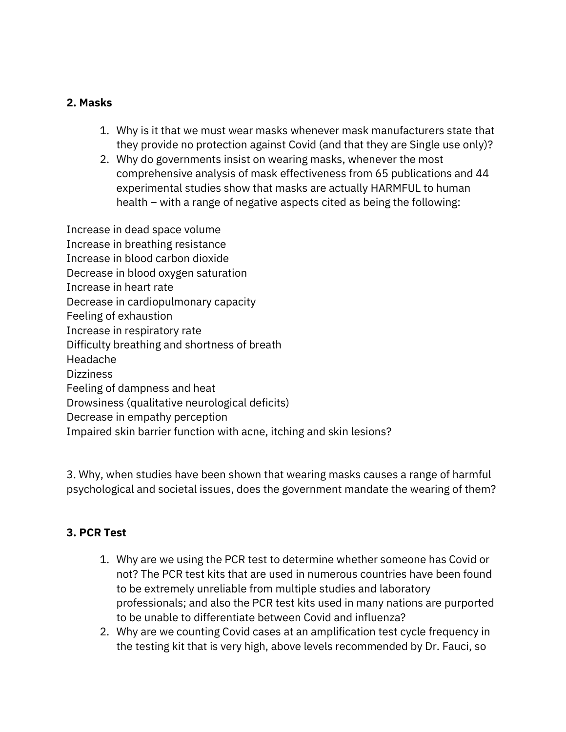**2. Masks**

1. Why is it that we must wear masks whenever mask manufacturers state that they provide no protection against Covid (and that they are Single use only)?
2. Why do governments insist on wearing masks, whenever the most comprehensive analysis of mask effectiveness from 65 publications and 44 experimental studies show that masks are actually HARMFUL to human health – with a range of negative aspects cited as being the following:

Increase in dead space volume
Increase in breathing resistance
Increase in blood carbon dioxide
Decrease in blood oxygen saturation
Increase in heart rate
Decrease in cardiopulmonary capacity
Feeling of exhaustion
Increase in respiratory rate
Difficulty breathing and shortness of breath
Headache
Dizziness
Feeling of dampness and heat
Drowsiness (qualitative neurological deficits)
Decrease in empathy perception
Impaired skin barrier function with acne, itching and skin lesions?

3. Why, when studies have been shown that wearing masks causes a range of harmful psychological and societal issues, does the government mandate the wearing of them?

**3. PCR Test**

1. Why are we using the PCR test to determine whether someone has Covid or not? The PCR test kits that are used in numerous countries have been found to be extremely unreliable from multiple studies and laboratory professionals; and also the PCR test kits used in many nations are purported to be unable to differentiate between Covid and influenza?
2. Why are we counting Covid cases at an amplification test cycle frequency in the testing kit that is very high, above levels recommended by Dr. Fauci, so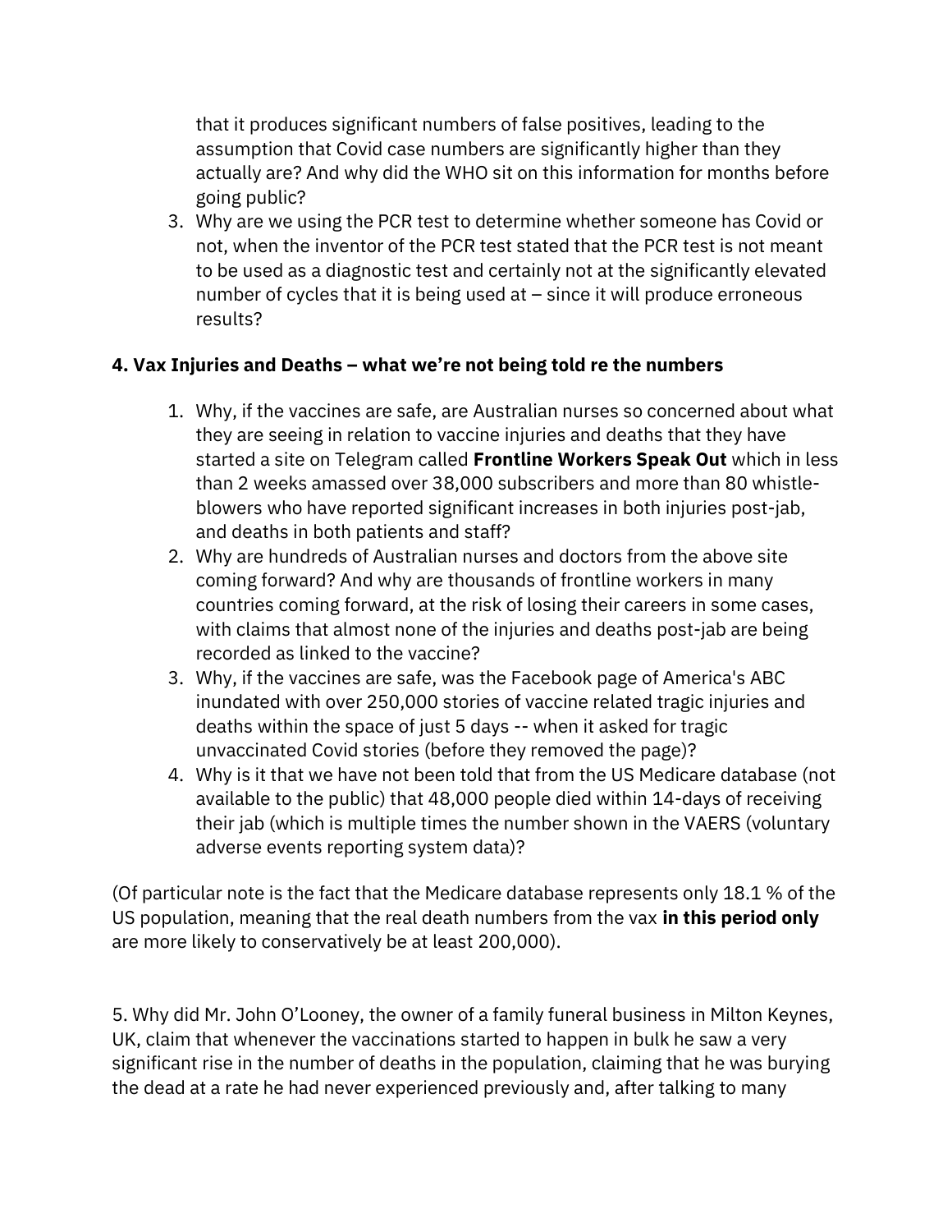that it produces significant numbers of false positives, leading to the assumption that Covid case numbers are significantly higher than they actually are? And why did the WHO sit on this information for months before going public?

3. Why are we using the PCR test to determine whether someone has Covid or not, when the inventor of the PCR test stated that the PCR test is not meant to be used as a diagnostic test and certainly not at the significantly elevated number of cycles that it is being used at – since it will produce erroneous results?

**4. Vax Injuries and Deaths – what we're not being told re the numbers**

1. Why, if the vaccines are safe, are Australian nurses so concerned about what they are seeing in relation to vaccine injuries and deaths that they have started a site on Telegram called **Frontline Workers Speak Out** which in less than 2 weeks amassed over 38,000 subscribers and more than 80 whistle-blowers who have reported significant increases in both injuries post-jab, and deaths in both patients and staff?
2. Why are hundreds of Australian nurses and doctors from the above site coming forward? And why are thousands of frontline workers in many countries coming forward, at the risk of losing their careers in some cases, with claims that almost none of the injuries and deaths post-jab are being recorded as linked to the vaccine?
3. Why, if the vaccines are safe, was the Facebook page of America's ABC inundated with over 250,000 stories of vaccine related tragic injuries and deaths within the space of just 5 days -- when it asked for tragic unvaccinated Covid stories (before they removed the page)?
4. Why is it that we have not been told that from the US Medicare database (not available to the public) that 48,000 people died within 14-days of receiving their jab (which is multiple times the number shown in the VAERS (voluntary adverse events reporting system data)?

(Of particular note is the fact that the Medicare database represents only 18.1 % of the US population, meaning that the real death numbers from the vax **in this period only** are more likely to conservatively be at least 200,000).

5. Why did Mr. John O'Looney, the owner of a family funeral business in Milton Keynes, UK, claim that whenever the vaccinations started to happen in bulk he saw a very significant rise in the number of deaths in the population, claiming that he was burying the dead at a rate he had never experienced previously and, after talking to many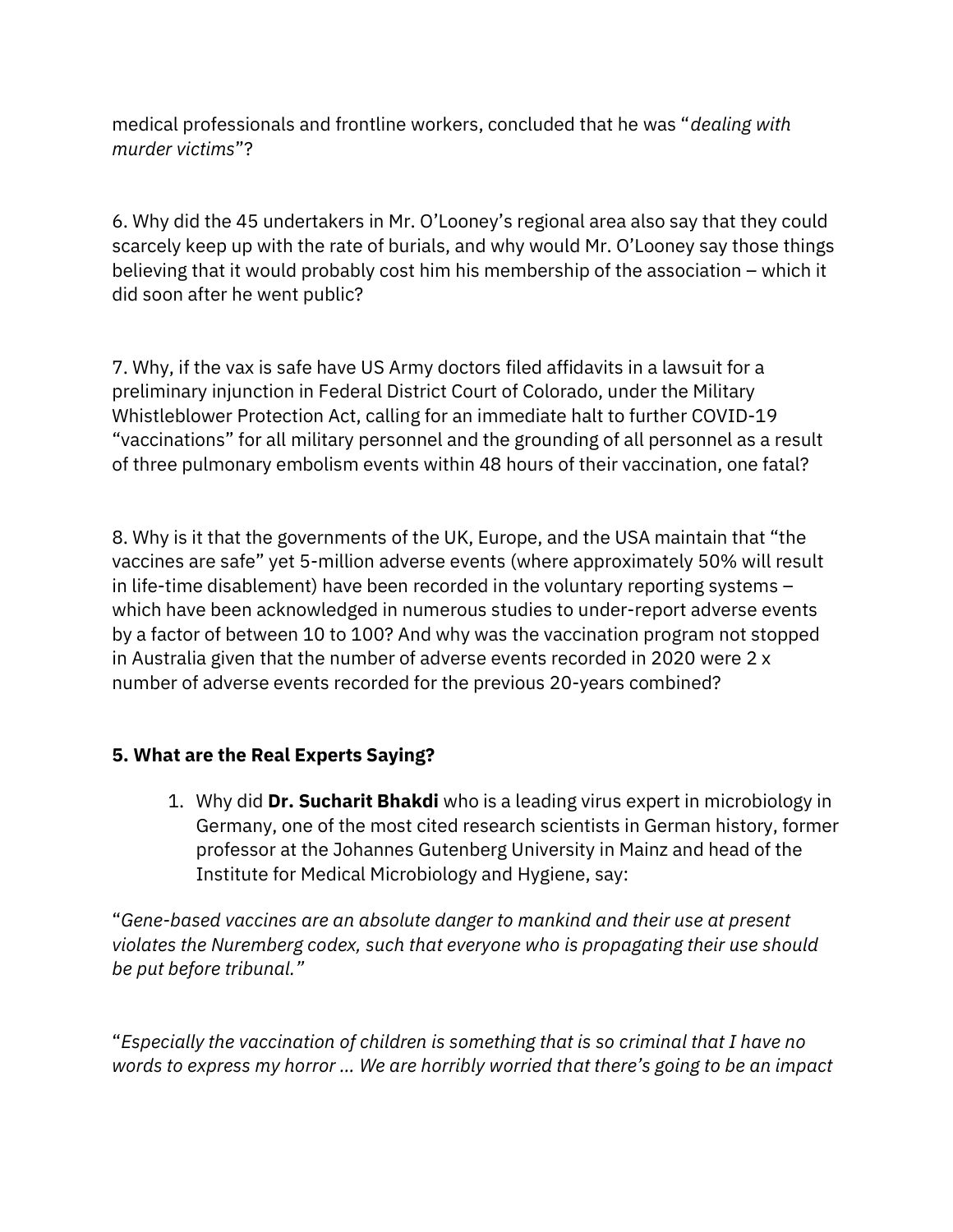medical professionals and frontline workers, concluded that he was "*dealing with murder victims*"?

6. Why did the 45 undertakers in Mr. O'Looney's regional area also say that they could scarcely keep up with the rate of burials, and why would Mr. O'Looney say those things believing that it would probably cost him his membership of the association – which it did soon after he went public?

7. Why, if the vax is safe have US Army doctors filed affidavits in a lawsuit for a preliminary injunction in Federal District Court of Colorado, under the Military Whistleblower Protection Act, calling for an immediate halt to further COVID-19 "vaccinations" for all military personnel and the grounding of all personnel as a result of three pulmonary embolism events within 48 hours of their vaccination, one fatal?

8. Why is it that the governments of the UK, Europe, and the USA maintain that "the vaccines are safe" yet 5-million adverse events (where approximately 50% will result in life-time disablement) have been recorded in the voluntary reporting systems – which have been acknowledged in numerous studies to under-report adverse events by a factor of between 10 to 100? And why was the vaccination program not stopped in Australia given that the number of adverse events recorded in 2020 were 2 x number of adverse events recorded for the previous 20-years combined?

### 5. What are the Real Experts Saying?

1. Why did **Dr. Sucharit Bhakdi** who is a leading virus expert in microbiology in Germany, one of the most cited research scientists in German history, former professor at the Johannes Gutenberg University in Mainz and head of the Institute for Medical Microbiology and Hygiene, say:

"*Gene-based vaccines are an absolute danger to mankind and their use at present violates the Nuremberg codex, such that everyone who is propagating their use should be put before tribunal."*

"*Especially the vaccination of children is something that is so criminal that I have no words to express my horror … We are horribly worried that there's going to be an impact*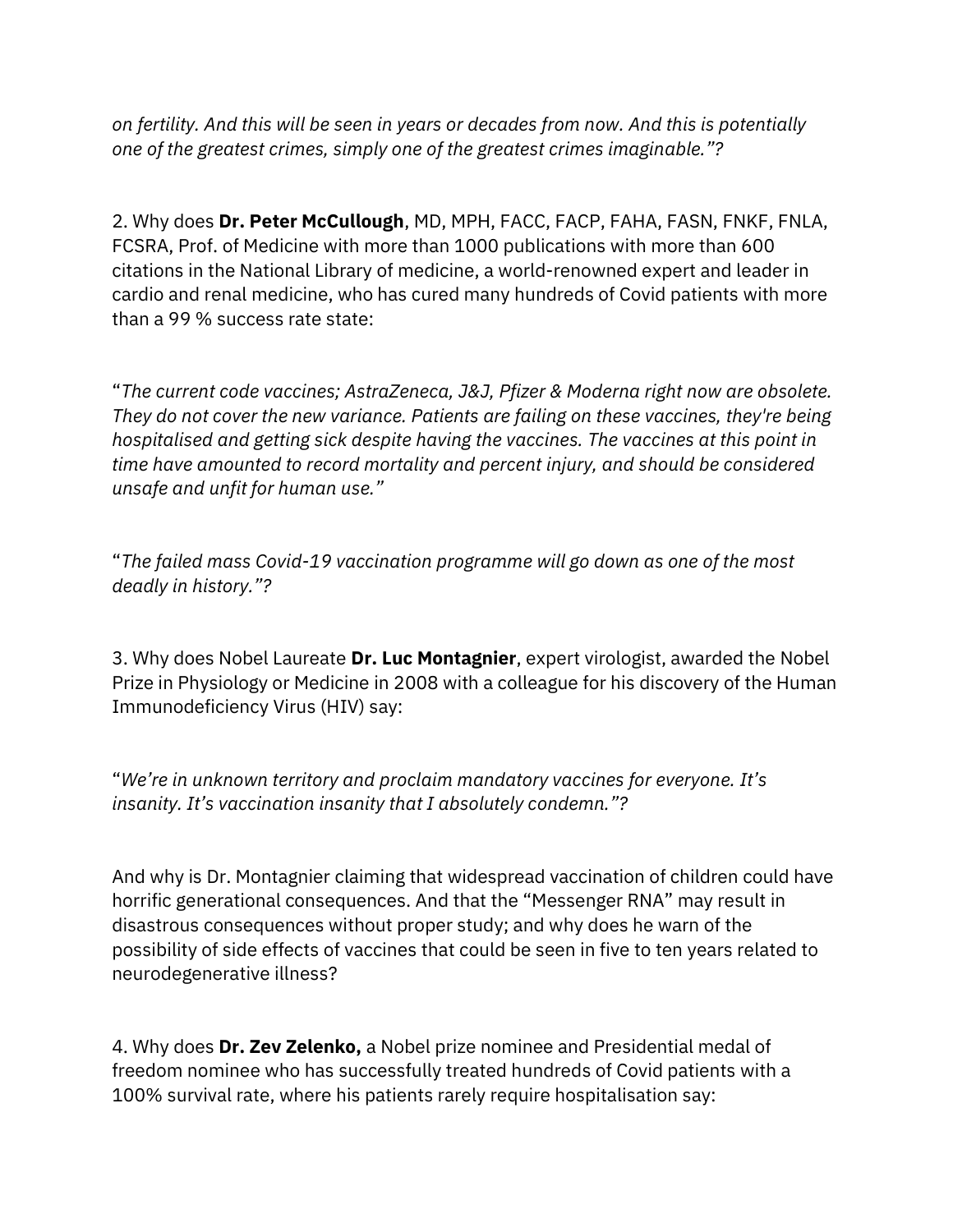*on fertility. And this will be seen in years or decades from now. And this is potentially one of the greatest crimes, simply one of the greatest crimes imaginable."?*

2. Why does **Dr. Peter McCullough**, MD, MPH, FACC, FACP, FAHA, FASN, FNKF, FNLA, FCSRA, Prof. of Medicine with more than 1000 publications with more than 600 citations in the National Library of medicine, a world-renowned expert and leader in cardio and renal medicine, who has cured many hundreds of Covid patients with more than a 99 % success rate state:

"*The current code vaccines; AstraZeneca, J&J, Pfizer & Moderna right now are obsolete. They do not cover the new variance. Patients are failing on these vaccines, they're being hospitalised and getting sick despite having the vaccines. The vaccines at this point in time have amounted to record mortality and percent injury, and should be considered unsafe and unfit for human use."*

"*The failed mass Covid-19 vaccination programme will go down as one of the most deadly in history."?*

3. Why does Nobel Laureate **Dr. Luc Montagnier**, expert virologist, awarded the Nobel Prize in Physiology or Medicine in 2008 with a colleague for his discovery of the Human Immunodeficiency Virus (HIV) say:

"*We're in unknown territory and proclaim mandatory vaccines for everyone. It's insanity. It's vaccination insanity that I absolutely condemn."?*

And why is Dr. Montagnier claiming that widespread vaccination of children could have horrific generational consequences. And that the "Messenger RNA" may result in disastrous consequences without proper study; and why does he warn of the possibility of side effects of vaccines that could be seen in five to ten years related to neurodegenerative illness?

4. Why does **Dr. Zev Zelenko,** a Nobel prize nominee and Presidential medal of freedom nominee who has successfully treated hundreds of Covid patients with a 100% survival rate, where his patients rarely require hospitalisation say: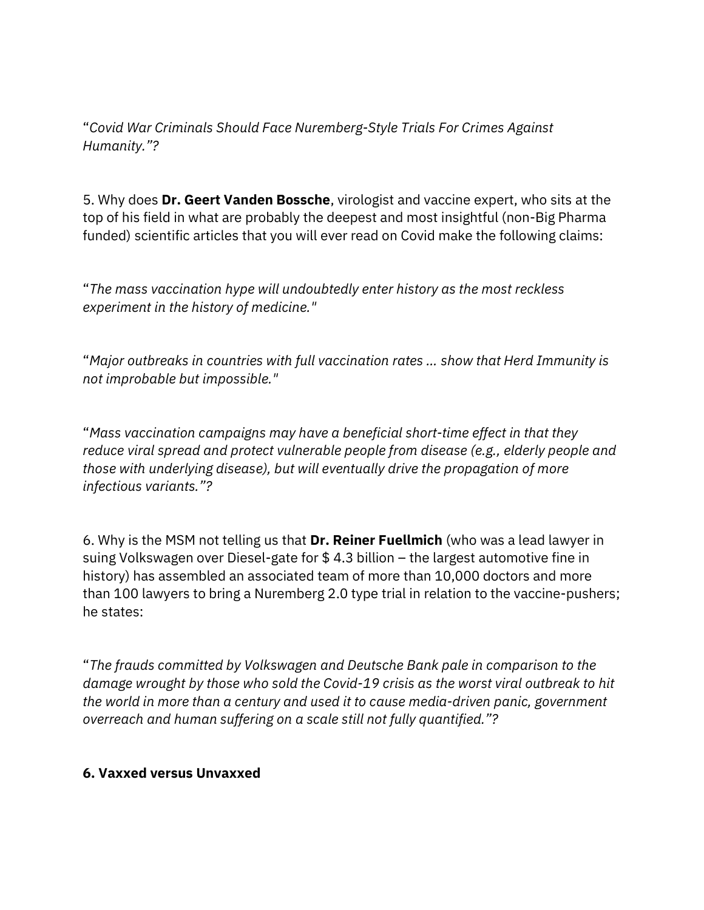"*Covid War Criminals Should Face Nuremberg-Style Trials For Crimes Against Humanity."*?

5. Why does **Dr. Geert Vanden Bossche**, virologist and vaccine expert, who sits at the top of his field in what are probably the deepest and most insightful (non-Big Pharma funded) scientific articles that you will ever read on Covid make the following claims:

"*The mass vaccination hype will undoubtedly enter history as the most reckless experiment in the history of medicine."*

"*Major outbreaks in countries with full vaccination rates ... show that Herd Immunity is not improbable but impossible."*

"*Mass vaccination campaigns may have a beneficial short-time effect in that they reduce viral spread and protect vulnerable people from disease (e.g., elderly people and those with underlying disease), but will eventually drive the propagation of more infectious variants."*?

6. Why is the MSM not telling us that **Dr. Reiner Fuellmich** (who was a lead lawyer in suing Volkswagen over Diesel-gate for $ 4.3 billion – the largest automotive fine in history) has assembled an associated team of more than 10,000 doctors and more than 100 lawyers to bring a Nuremberg 2.0 type trial in relation to the vaccine-pushers; he states:

"*The frauds committed by Volkswagen and Deutsche Bank pale in comparison to the damage wrought by those who sold the Covid-19 crisis as the worst viral outbreak to hit the world in more than a century and used it to cause media-driven panic, government overreach and human suffering on a scale still not fully quantified."*?

**6. Vaxxed versus Unvaxxed**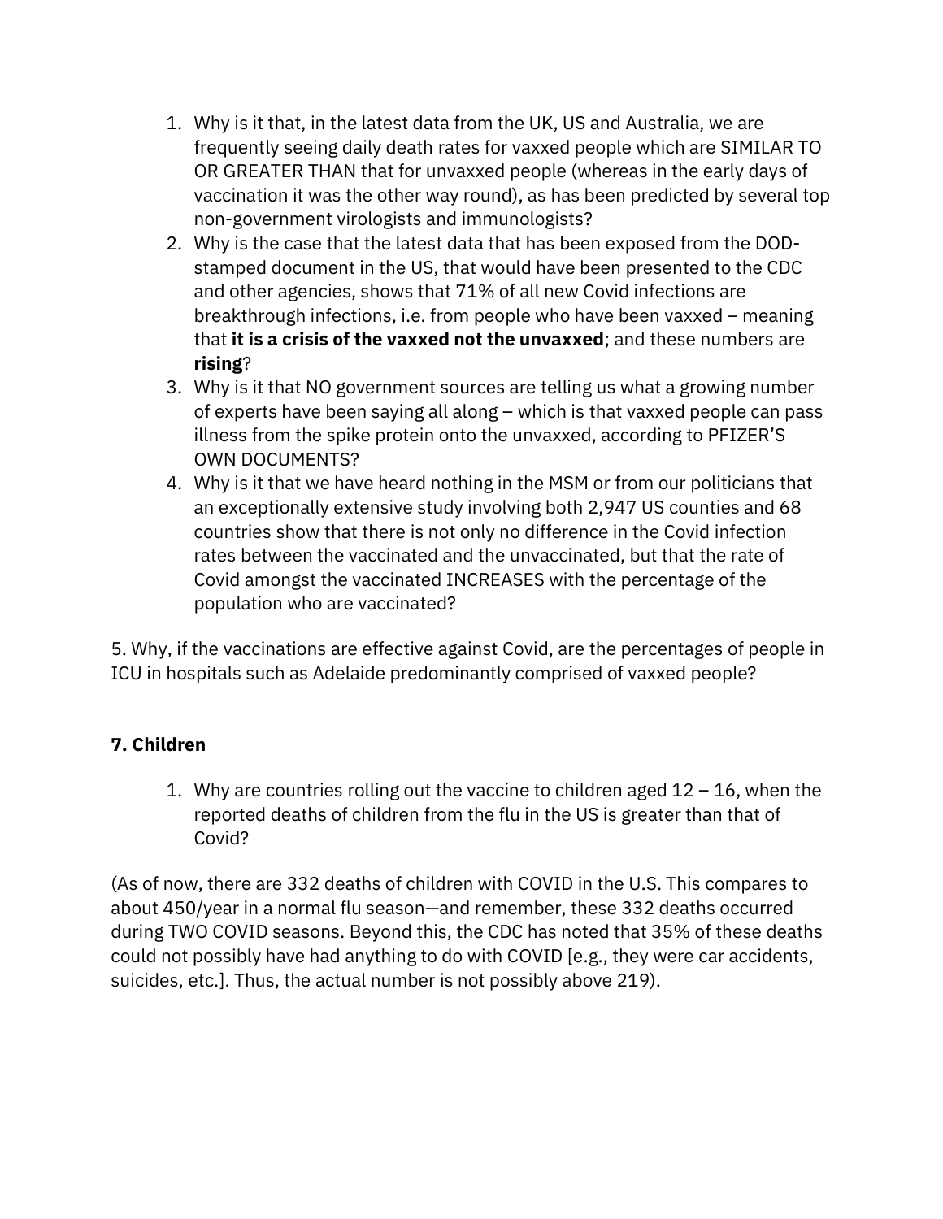1. Why is it that, in the latest data from the UK, US and Australia, we are frequently seeing daily death rates for vaxxed people which are SIMILAR TO OR GREATER THAN that for unvaxxed people (whereas in the early days of vaccination it was the other way round), as has been predicted by several top non-government virologists and immunologists?
2. Why is the case that the latest data that has been exposed from the DOD-stamped document in the US, that would have been presented to the CDC and other agencies, shows that 71% of all new Covid infections are breakthrough infections, i.e. from people who have been vaxxed – meaning that **it is a crisis of the vaxxed not the unvaxxed**; and these numbers are **rising**?
3. Why is it that NO government sources are telling us what a growing number of experts have been saying all along – which is that vaxxed people can pass illness from the spike protein onto the unvaxxed, according to PFIZER'S OWN DOCUMENTS?
4. Why is it that we have heard nothing in the MSM or from our politicians that an exceptionally extensive study involving both 2,947 US counties and 68 countries show that there is not only no difference in the Covid infection rates between the vaccinated and the unvaccinated, but that the rate of Covid amongst the vaccinated INCREASES with the percentage of the population who are vaccinated?

5. Why, if the vaccinations are effective against Covid, are the percentages of people in ICU in hospitals such as Adelaide predominantly comprised of vaxxed people?

**7. Children**

1. Why are countries rolling out the vaccine to children aged 12 – 16, when the reported deaths of children from the flu in the US is greater than that of Covid?

(As of now, there are 332 deaths of children with COVID in the U.S. This compares to about 450/year in a normal flu season—and remember, these 332 deaths occurred during TWO COVID seasons. Beyond this, the CDC has noted that 35% of these deaths could not possibly have had anything to do with COVID [e.g., they were car accidents, suicides, etc.]. Thus, the actual number is not possibly above 219).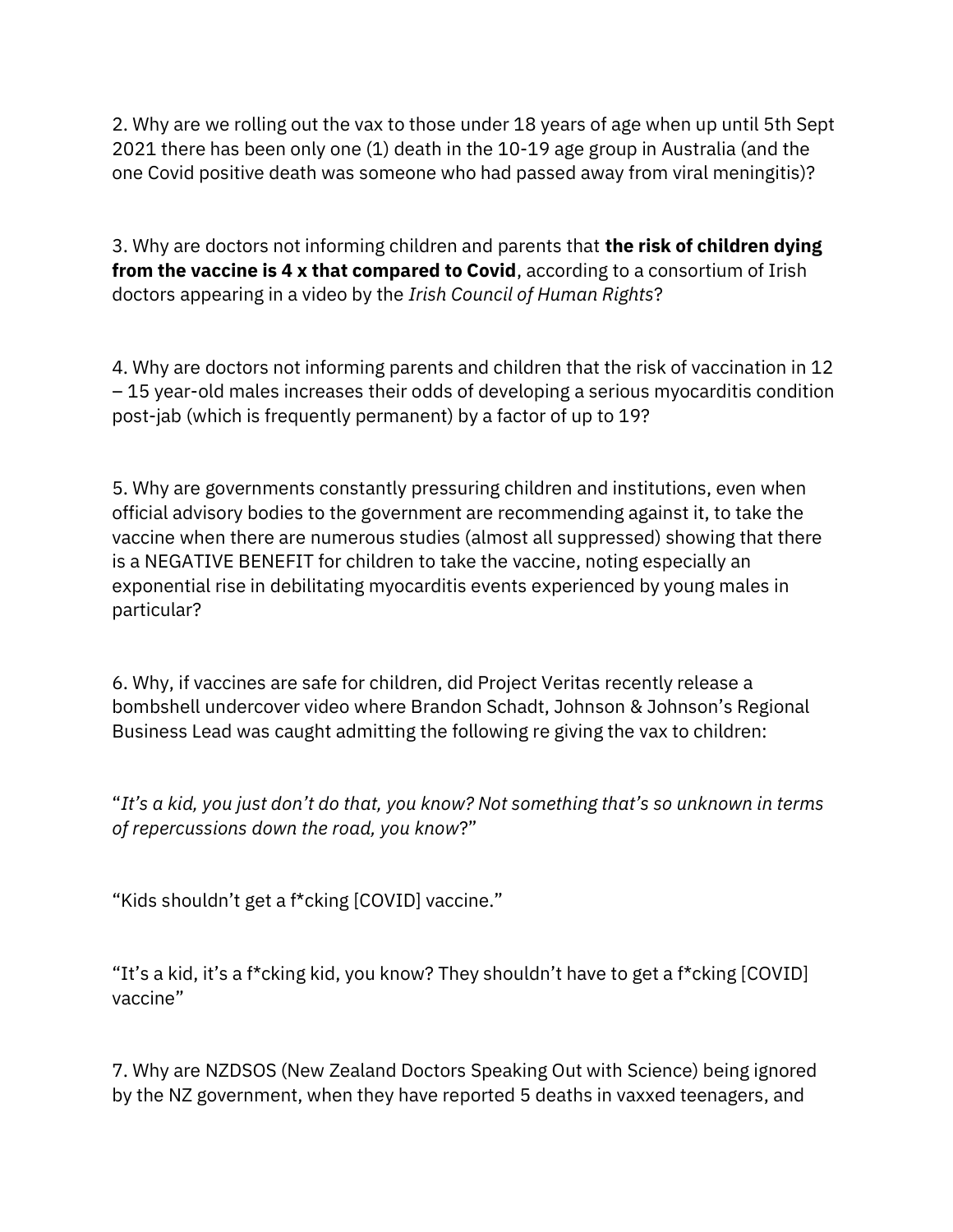2. Why are we rolling out the vax to those under 18 years of age when up until 5th Sept 2021 there has been only one (1) death in the 10-19 age group in Australia (and the one Covid positive death was someone who had passed away from viral meningitis)?

3. Why are doctors not informing children and parents that **the risk of children dying from the vaccine is 4 x that compared to Covid**, according to a consortium of Irish doctors appearing in a video by the *Irish Council of Human Rights*?

4. Why are doctors not informing parents and children that the risk of vaccination in 12 – 15 year-old males increases their odds of developing a serious myocarditis condition post-jab (which is frequently permanent) by a factor of up to 19?

5. Why are governments constantly pressuring children and institutions, even when official advisory bodies to the government are recommending against it, to take the vaccine when there are numerous studies (almost all suppressed) showing that there is a NEGATIVE BENEFIT for children to take the vaccine, noting especially an exponential rise in debilitating myocarditis events experienced by young males in particular?

6. Why, if vaccines are safe for children, did Project Veritas recently release a bombshell undercover video where Brandon Schadt, Johnson & Johnson's Regional Business Lead was caught admitting the following re giving the vax to children:

"*It's a kid, you just don't do that, you know? Not something that's so unknown in terms of repercussions down the road, you know*?"

"Kids shouldn't get a f*cking [COVID] vaccine."

"It's a kid, it's a f*cking kid, you know? They shouldn't have to get a f*cking [COVID] vaccine"

7. Why are NZDSOS (New Zealand Doctors Speaking Out with Science) being ignored by the NZ government, when they have reported 5 deaths in vaxxed teenagers, and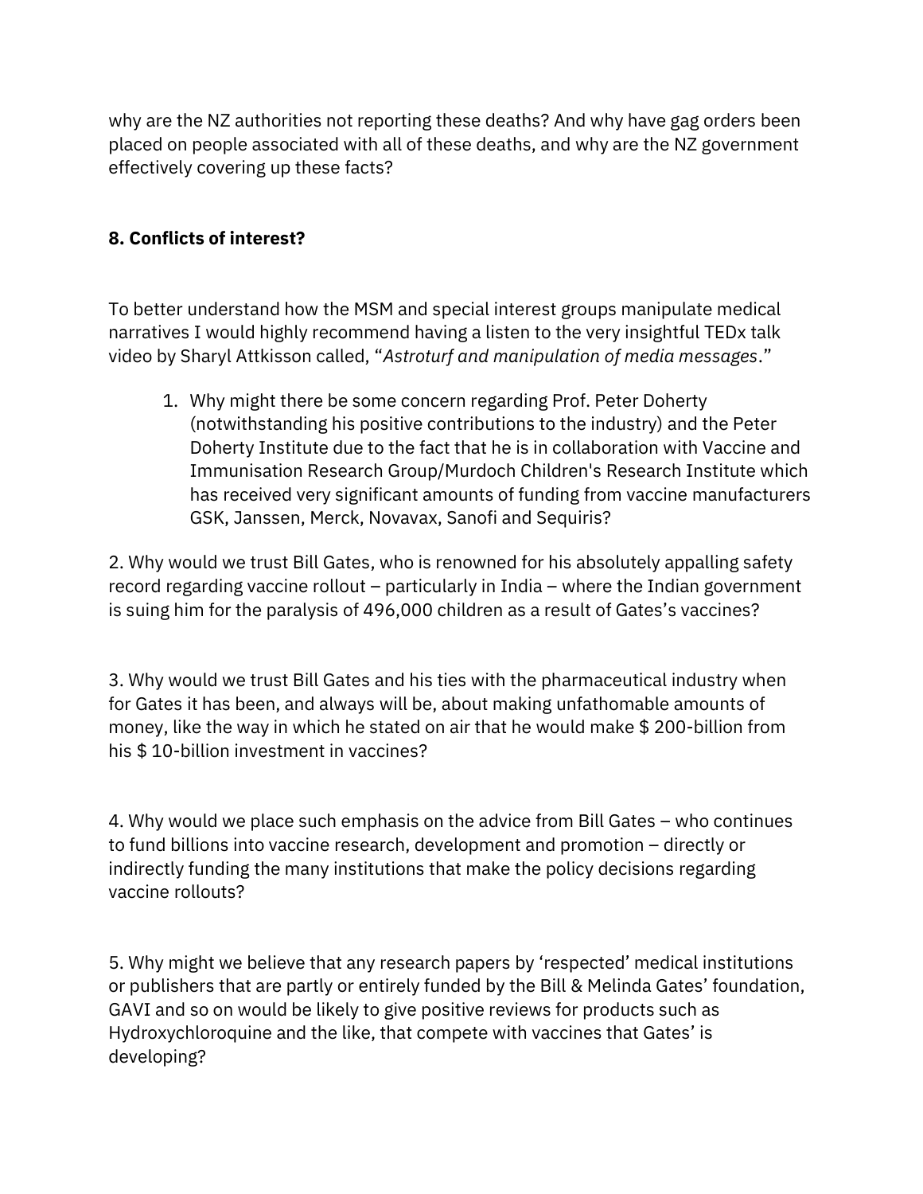why are the NZ authorities not reporting these deaths? And why have gag orders been placed on people associated with all of these deaths, and why are the NZ government effectively covering up these facts?

**8. Conflicts of interest?**

To better understand how the MSM and special interest groups manipulate medical narratives I would highly recommend having a listen to the very insightful TEDx talk video by Sharyl Attkisson called, "*Astroturf and manipulation of media messages*."

1. Why might there be some concern regarding Prof. Peter Doherty (notwithstanding his positive contributions to the industry) and the Peter Doherty Institute due to the fact that he is in collaboration with Vaccine and Immunisation Research Group/Murdoch Children's Research Institute which has received very significant amounts of funding from vaccine manufacturers GSK, Janssen, Merck, Novavax, Sanofi and Sequiris?

2. Why would we trust Bill Gates, who is renowned for his absolutely appalling safety record regarding vaccine rollout – particularly in India – where the Indian government is suing him for the paralysis of 496,000 children as a result of Gates's vaccines?

3. Why would we trust Bill Gates and his ties with the pharmaceutical industry when for Gates it has been, and always will be, about making unfathomable amounts of money, like the way in which he stated on air that he would make $ 200-billion from his $ 10-billion investment in vaccines?

4. Why would we place such emphasis on the advice from Bill Gates – who continues to fund billions into vaccine research, development and promotion – directly or indirectly funding the many institutions that make the policy decisions regarding vaccine rollouts?

5. Why might we believe that any research papers by 'respected' medical institutions or publishers that are partly or entirely funded by the Bill & Melinda Gates' foundation, GAVI and so on would be likely to give positive reviews for products such as Hydroxychloroquine and the like, that compete with vaccines that Gates' is developing?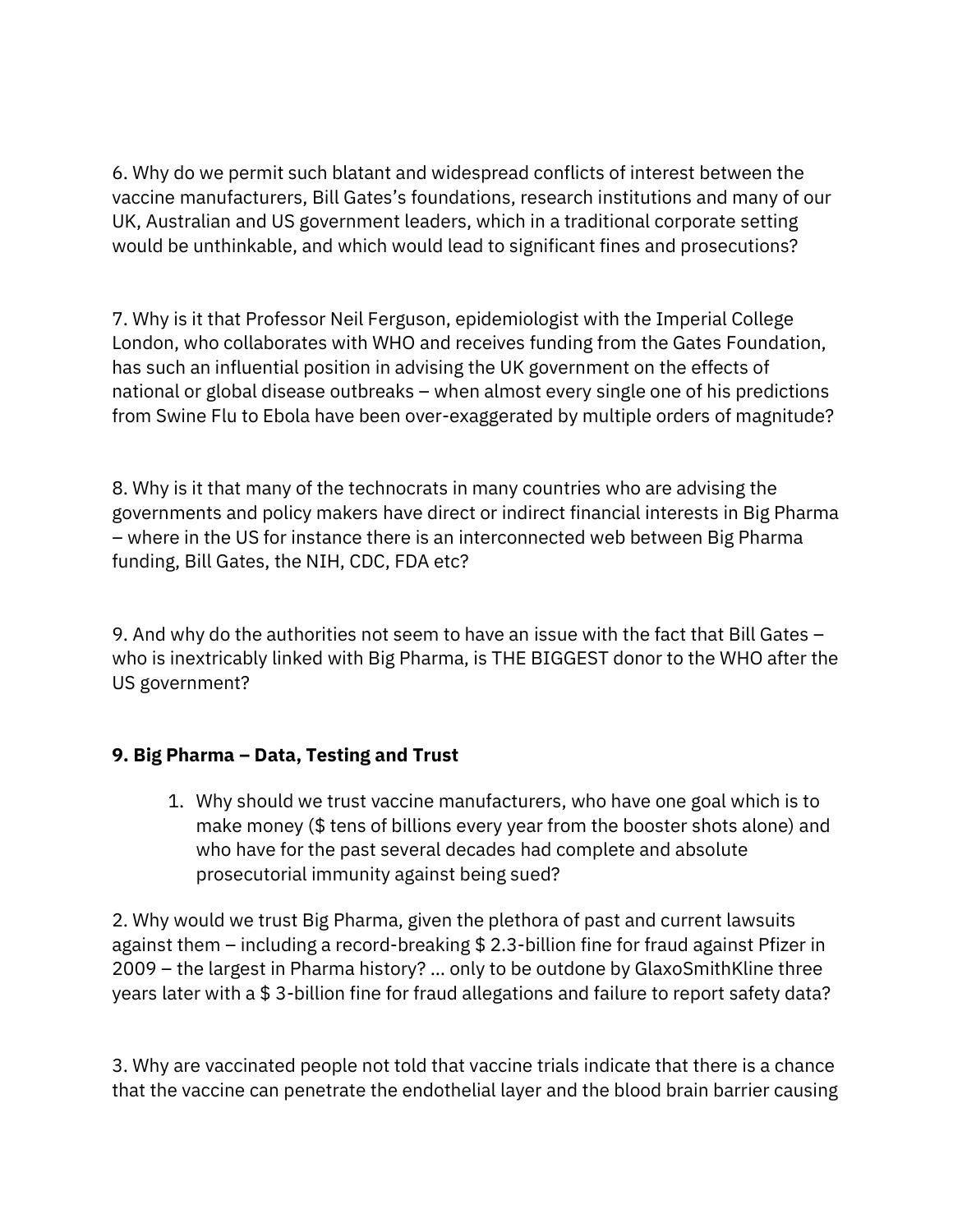6. Why do we permit such blatant and widespread conflicts of interest between the vaccine manufacturers, Bill Gates's foundations, research institutions and many of our UK, Australian and US government leaders, which in a traditional corporate setting would be unthinkable, and which would lead to significant fines and prosecutions?

7. Why is it that Professor Neil Ferguson, epidemiologist with the Imperial College London, who collaborates with WHO and receives funding from the Gates Foundation, has such an influential position in advising the UK government on the effects of national or global disease outbreaks – when almost every single one of his predictions from Swine Flu to Ebola have been over-exaggerated by multiple orders of magnitude?

8. Why is it that many of the technocrats in many countries who are advising the governments and policy makers have direct or indirect financial interests in Big Pharma – where in the US for instance there is an interconnected web between Big Pharma funding, Bill Gates, the NIH, CDC, FDA etc?

9. And why do the authorities not seem to have an issue with the fact that Bill Gates – who is inextricably linked with Big Pharma, is THE BIGGEST donor to the WHO after the US government?

**9. Big Pharma – Data, Testing and Trust**

1. Why should we trust vaccine manufacturers, who have one goal which is to make money ($ tens of billions every year from the booster shots alone) and who have for the past several decades had complete and absolute prosecutorial immunity against being sued?

2. Why would we trust Big Pharma, given the plethora of past and current lawsuits against them – including a record-breaking $ 2.3-billion fine for fraud against Pfizer in 2009 – the largest in Pharma history? ... only to be outdone by GlaxoSmithKline three years later with a $ 3-billion fine for fraud allegations and failure to report safety data?

3. Why are vaccinated people not told that vaccine trials indicate that there is a chance that the vaccine can penetrate the endothelial layer and the blood brain barrier causing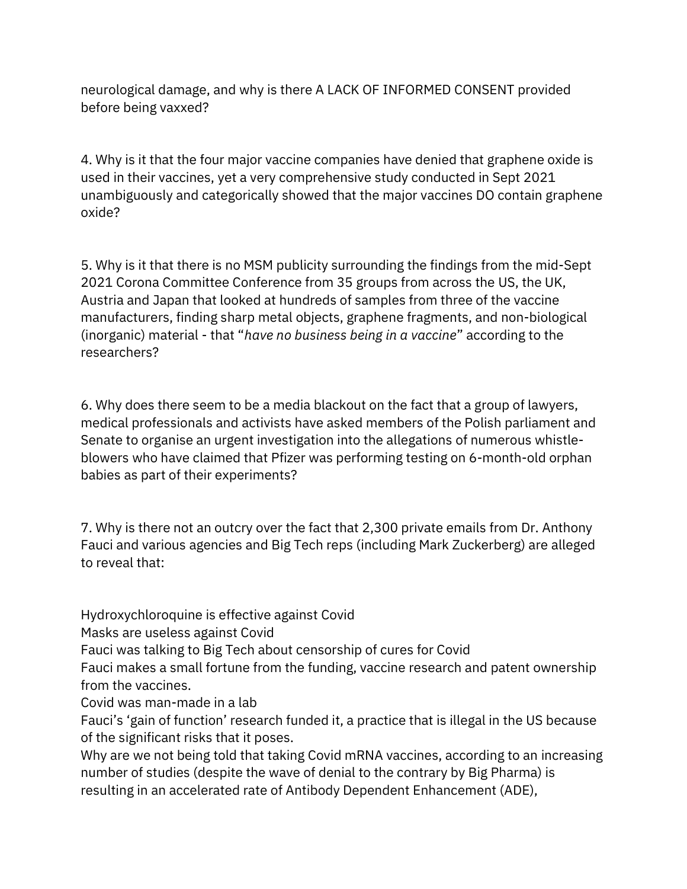neurological damage, and why is there A LACK OF INFORMED CONSENT provided before being vaxxed?

4. Why is it that the four major vaccine companies have denied that graphene oxide is used in their vaccines, yet a very comprehensive study conducted in Sept 2021 unambiguously and categorically showed that the major vaccines DO contain graphene oxide?

5. Why is it that there is no MSM publicity surrounding the findings from the mid-Sept 2021 Corona Committee Conference from 35 groups from across the US, the UK, Austria and Japan that looked at hundreds of samples from three of the vaccine manufacturers, finding sharp metal objects, graphene fragments, and non-biological (inorganic) material - that "*have no business being in a vaccine*" according to the researchers?

6. Why does there seem to be a media blackout on the fact that a group of lawyers, medical professionals and activists have asked members of the Polish parliament and Senate to organise an urgent investigation into the allegations of numerous whistle-blowers who have claimed that Pfizer was performing testing on 6-month-old orphan babies as part of their experiments?

7. Why is there not an outcry over the fact that 2,300 private emails from Dr. Anthony Fauci and various agencies and Big Tech reps (including Mark Zuckerberg) are alleged to reveal that:

Hydroxychloroquine is effective against Covid
Masks are useless against Covid
Fauci was talking to Big Tech about censorship of cures for Covid
Fauci makes a small fortune from the funding, vaccine research and patent ownership from the vaccines.
Covid was man-made in a lab
Fauci's 'gain of function' research funded it, a practice that is illegal in the US because of the significant risks that it poses.
Why are we not being told that taking Covid mRNA vaccines, according to an increasing number of studies (despite the wave of denial to the contrary by Big Pharma) is resulting in an accelerated rate of Antibody Dependent Enhancement (ADE),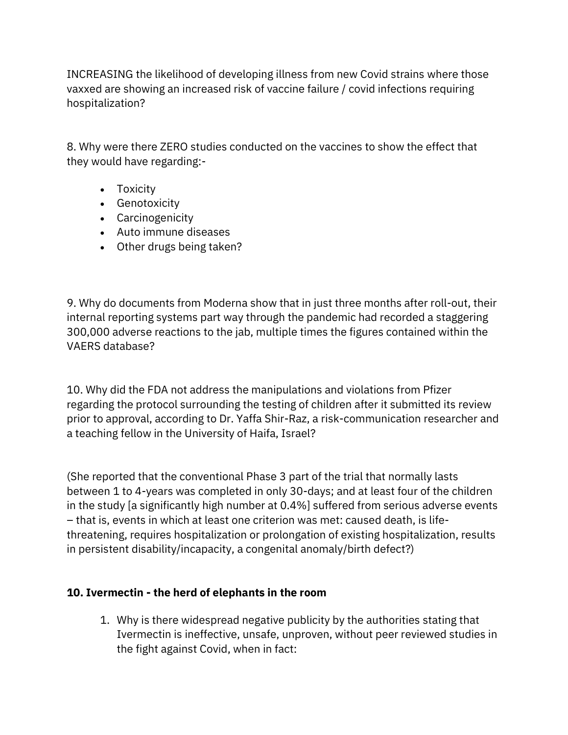INCREASING the likelihood of developing illness from new Covid strains where those vaxxed are showing an increased risk of vaccine failure / covid infections requiring hospitalization?

8. Why were there ZERO studies conducted on the vaccines to show the effect that they would have regarding:-

- Toxicity
- Genotoxicity
- Carcinogenicity
- Auto immune diseases
- Other drugs being taken?

9. Why do documents from Moderna show that in just three months after roll-out, their internal reporting systems part way through the pandemic had recorded a staggering 300,000 adverse reactions to the jab, multiple times the figures contained within the VAERS database?

10. Why did the FDA not address the manipulations and violations from Pfizer regarding the protocol surrounding the testing of children after it submitted its review prior to approval, according to Dr. Yaffa Shir-Raz, a risk-communication researcher and a teaching fellow in the University of Haifa, Israel?

(She reported that the conventional Phase 3 part of the trial that normally lasts between 1 to 4-years was completed in only 30-days; and at least four of the children in the study [a significantly high number at 0.4%] suffered from serious adverse events – that is, events in which at least one criterion was met: caused death, is life-threatening, requires hospitalization or prolongation of existing hospitalization, results in persistent disability/incapacity, a congenital anomaly/birth defect?)

### 10. Ivermectin - the herd of elephants in the room

1. Why is there widespread negative publicity by the authorities stating that Ivermectin is ineffective, unsafe, unproven, without peer reviewed studies in the fight against Covid, when in fact: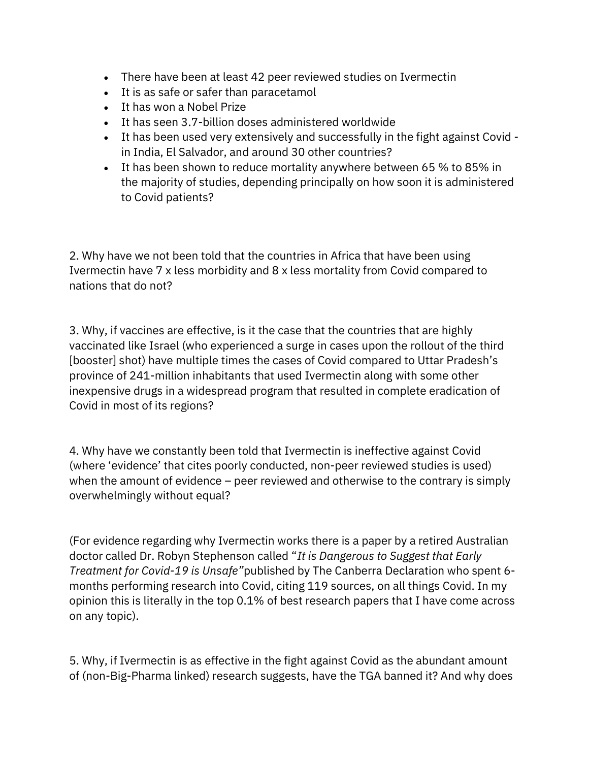- There have been at least 42 peer reviewed studies on Ivermectin
- It is as safe or safer than paracetamol
- It has won a Nobel Prize
- It has seen 3.7-billion doses administered worldwide
- It has been used very extensively and successfully in the fight against Covid - in India, El Salvador, and around 30 other countries?
- It has been shown to reduce mortality anywhere between 65 % to 85% in the majority of studies, depending principally on how soon it is administered to Covid patients?

2. Why have we not been told that the countries in Africa that have been using Ivermectin have 7 x less morbidity and 8 x less mortality from Covid compared to nations that do not?

3. Why, if vaccines are effective, is it the case that the countries that are highly vaccinated like Israel (who experienced a surge in cases upon the rollout of the third [booster] shot) have multiple times the cases of Covid compared to Uttar Pradesh's province of 241-million inhabitants that used Ivermectin along with some other inexpensive drugs in a widespread program that resulted in complete eradication of Covid in most of its regions?

4. Why have we constantly been told that Ivermectin is ineffective against Covid (where 'evidence' that cites poorly conducted, non-peer reviewed studies is used) when the amount of evidence – peer reviewed and otherwise to the contrary is simply overwhelmingly without equal?

(For evidence regarding why Ivermectin works there is a paper by a retired Australian doctor called Dr. Robyn Stephenson called "*It is Dangerous to Suggest that Early Treatment for Covid-19 is Unsafe"* published by The Canberra Declaration who spent 6-months performing research into Covid, citing 119 sources, on all things Covid. In my opinion this is literally in the top 0.1% of best research papers that I have come across on any topic).

5. Why, if Ivermectin is as effective in the fight against Covid as the abundant amount of (non-Big-Pharma linked) research suggests, have the TGA banned it? And why does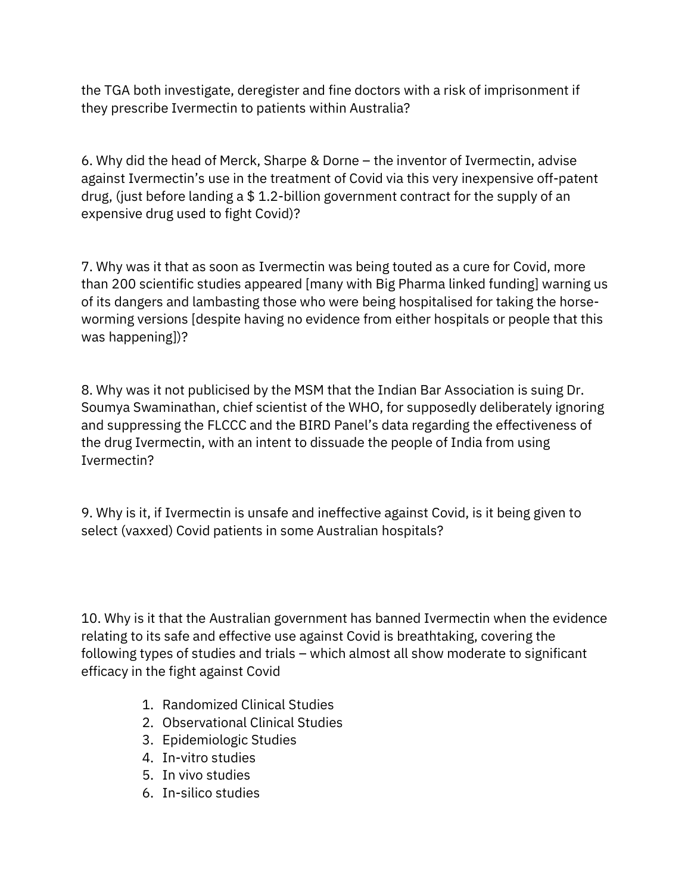the TGA both investigate, deregister and fine doctors with a risk of imprisonment if they prescribe Ivermectin to patients within Australia?

6. Why did the head of Merck, Sharpe & Dorne – the inventor of Ivermectin, advise against Ivermectin's use in the treatment of Covid via this very inexpensive off-patent drug, (just before landing a $ 1.2-billion government contract for the supply of an expensive drug used to fight Covid)?

7. Why was it that as soon as Ivermectin was being touted as a cure for Covid, more than 200 scientific studies appeared [many with Big Pharma linked funding] warning us of its dangers and lambasting those who were being hospitalised for taking the horse-worming versions [despite having no evidence from either hospitals or people that this was happening])?

8. Why was it not publicised by the MSM that the Indian Bar Association is suing Dr. Soumya Swaminathan, chief scientist of the WHO, for supposedly deliberately ignoring and suppressing the FLCCC and the BIRD Panel's data regarding the effectiveness of the drug Ivermectin, with an intent to dissuade the people of India from using Ivermectin?

9. Why is it, if Ivermectin is unsafe and ineffective against Covid, is it being given to select (vaxxed) Covid patients in some Australian hospitals?

10. Why is it that the Australian government has banned Ivermectin when the evidence relating to its safe and effective use against Covid is breathtaking, covering the following types of studies and trials – which almost all show moderate to significant efficacy in the fight against Covid

1. Randomized Clinical Studies
2. Observational Clinical Studies
3. Epidemiologic Studies
4. In-vitro studies
5. In vivo studies
6. In-silico studies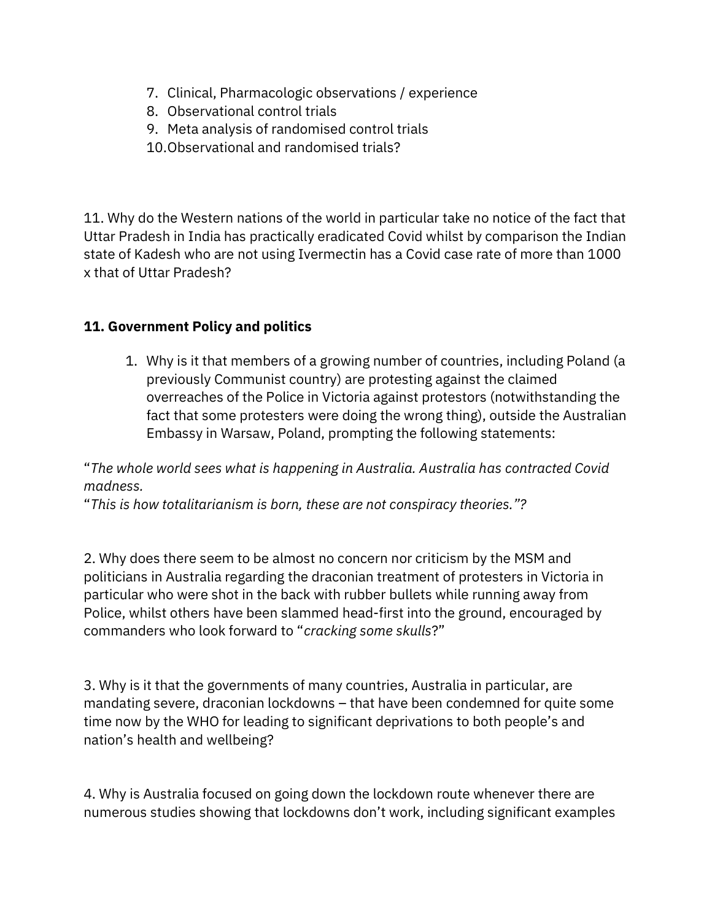7. Clinical, Pharmacologic observations / experience
8. Observational control trials
9. Meta analysis of randomised control trials
10. Observational and randomised trials?

11. Why do the Western nations of the world in particular take no notice of the fact that Uttar Pradesh in India has practically eradicated Covid whilst by comparison the Indian state of Kadesh who are not using Ivermectin has a Covid case rate of more than 1000 x that of Uttar Pradesh?

**11. Government Policy and politics**

1. Why is it that members of a growing number of countries, including Poland (a previously Communist country) are protesting against the claimed overreaches of the Police in Victoria against protestors (notwithstanding the fact that some protesters were doing the wrong thing), outside the Australian Embassy in Warsaw, Poland, prompting the following statements:

"*The whole world sees what is happening in Australia. Australia has contracted Covid madness.*
"*This is how totalitarianism is born, these are not conspiracy theories.*"?

2. Why does there seem to be almost no concern nor criticism by the MSM and politicians in Australia regarding the draconian treatment of protesters in Victoria in particular who were shot in the back with rubber bullets while running away from Police, whilst others have been slammed head-first into the ground, encouraged by commanders who look forward to "*cracking some skulls*?"

3. Why is it that the governments of many countries, Australia in particular, are mandating severe, draconian lockdowns – that have been condemned for quite some time now by the WHO for leading to significant deprivations to both people's and nation's health and wellbeing?

4. Why is Australia focused on going down the lockdown route whenever there are numerous studies showing that lockdowns don't work, including significant examples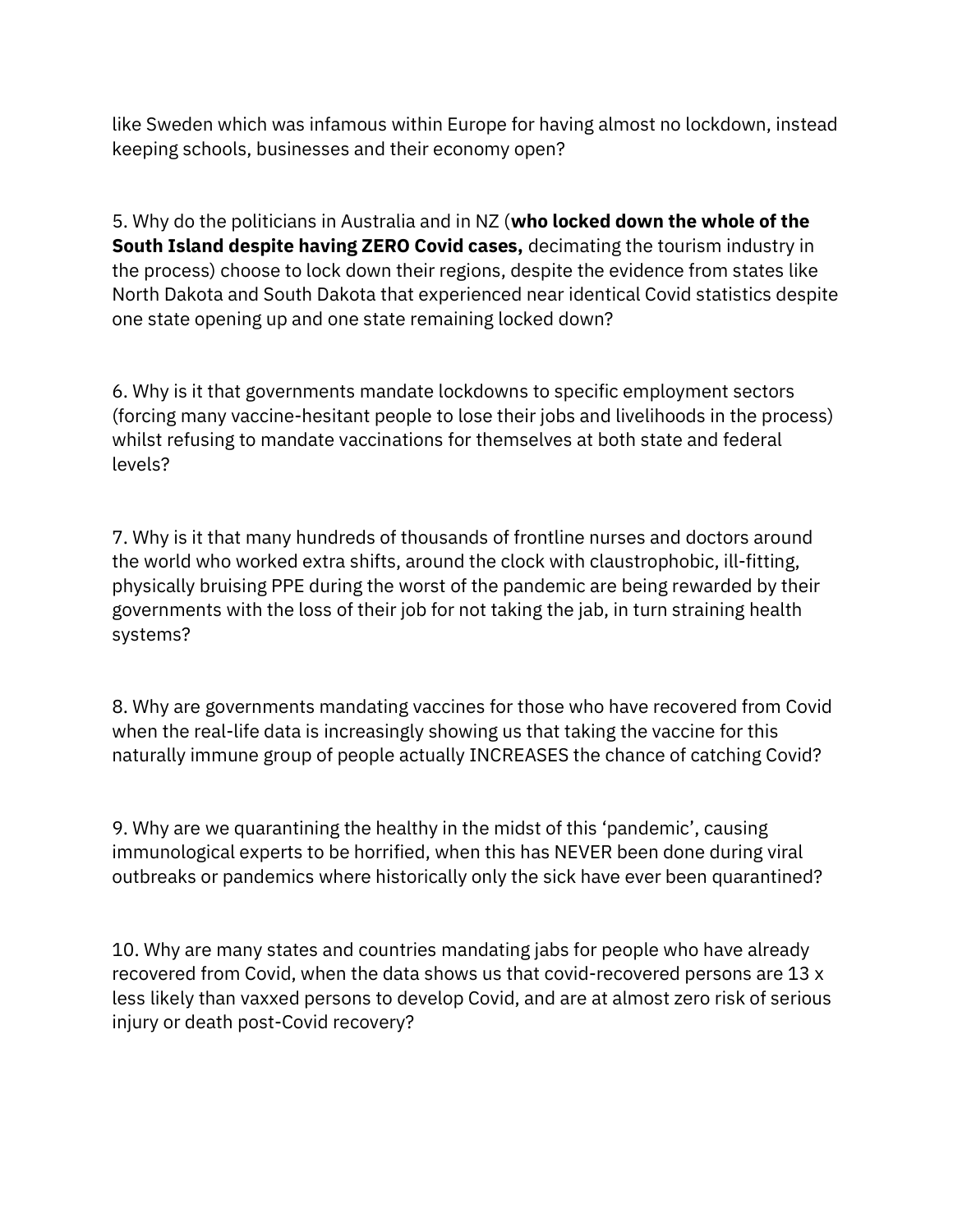like Sweden which was infamous within Europe for having almost no lockdown, instead keeping schools, businesses and their economy open?

5. Why do the politicians in Australia and in NZ (**who locked down the whole of the South Island despite having ZERO Covid cases,** decimating the tourism industry in the process) choose to lock down their regions, despite the evidence from states like North Dakota and South Dakota that experienced near identical Covid statistics despite one state opening up and one state remaining locked down?

6. Why is it that governments mandate lockdowns to specific employment sectors (forcing many vaccine-hesitant people to lose their jobs and livelihoods in the process) whilst refusing to mandate vaccinations for themselves at both state and federal levels?

7. Why is it that many hundreds of thousands of frontline nurses and doctors around the world who worked extra shifts, around the clock with claustrophobic, ill-fitting, physically bruising PPE during the worst of the pandemic are being rewarded by their governments with the loss of their job for not taking the jab, in turn straining health systems?

8. Why are governments mandating vaccines for those who have recovered from Covid when the real-life data is increasingly showing us that taking the vaccine for this naturally immune group of people actually INCREASES the chance of catching Covid?

9. Why are we quarantining the healthy in the midst of this 'pandemic', causing immunological experts to be horrified, when this has NEVER been done during viral outbreaks or pandemics where historically only the sick have ever been quarantined?

10. Why are many states and countries mandating jabs for people who have already recovered from Covid, when the data shows us that covid-recovered persons are 13 x less likely than vaxxed persons to develop Covid, and are at almost zero risk of serious injury or death post-Covid recovery?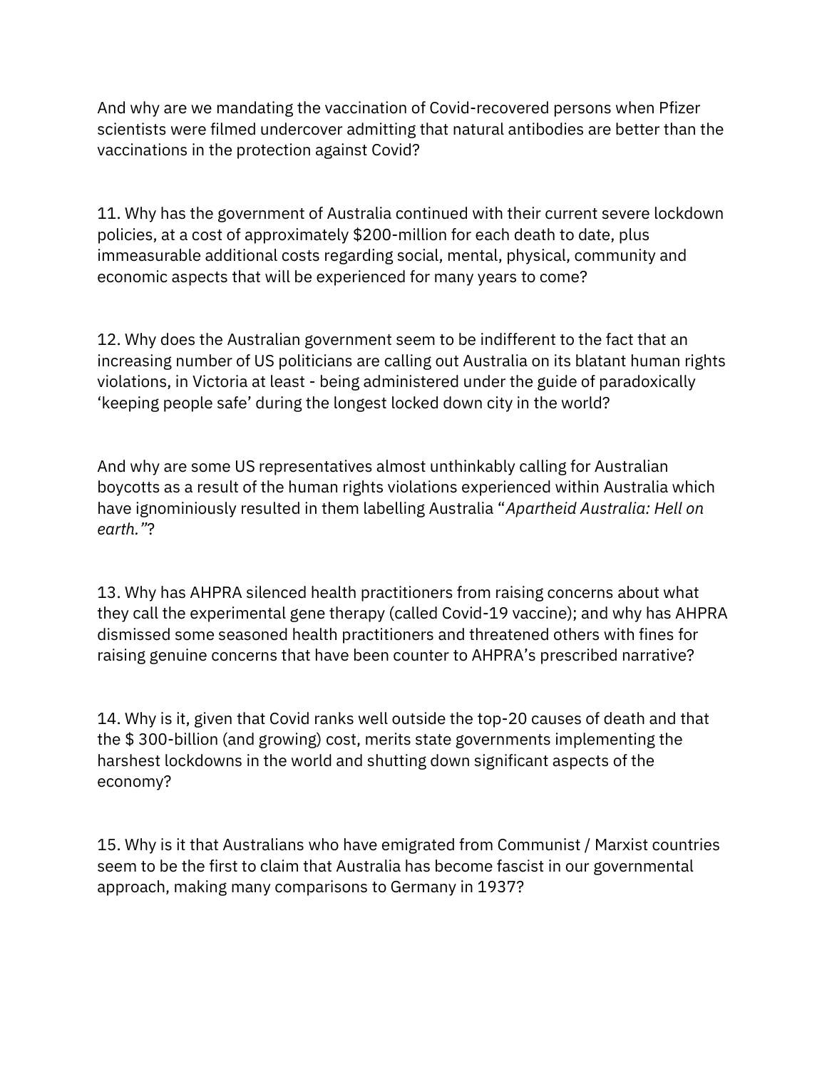And why are we mandating the vaccination of Covid-recovered persons when Pfizer scientists were filmed undercover admitting that natural antibodies are better than the vaccinations in the protection against Covid?

11. Why has the government of Australia continued with their current severe lockdown policies, at a cost of approximately $200-million for each death to date, plus immeasurable additional costs regarding social, mental, physical, community and economic aspects that will be experienced for many years to come?

12. Why does the Australian government seem to be indifferent to the fact that an increasing number of US politicians are calling out Australia on its blatant human rights violations, in Victoria at least - being administered under the guide of paradoxically 'keeping people safe' during the longest locked down city in the world?

And why are some US representatives almost unthinkably calling for Australian boycotts as a result of the human rights violations experienced within Australia which have ignominiously resulted in them labelling Australia "*Apartheid Australia: Hell on earth.*"?

13. Why has AHPRA silenced health practitioners from raising concerns about what they call the experimental gene therapy (called Covid-19 vaccine); and why has AHPRA dismissed some seasoned health practitioners and threatened others with fines for raising genuine concerns that have been counter to AHPRA's prescribed narrative?

14. Why is it, given that Covid ranks well outside the top-20 causes of death and that the $ 300-billion (and growing) cost, merits state governments implementing the harshest lockdowns in the world and shutting down significant aspects of the economy?

15. Why is it that Australians who have emigrated from Communist / Marxist countries seem to be the first to claim that Australia has become fascist in our governmental approach, making many comparisons to Germany in 1937?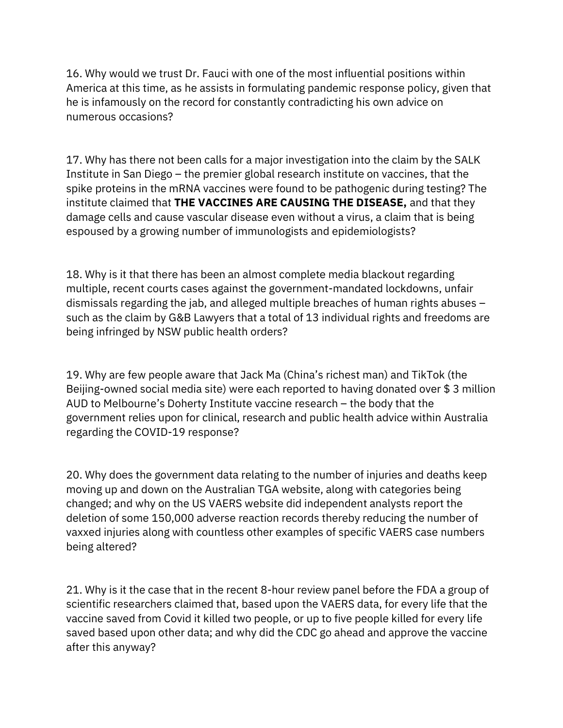16. Why would we trust Dr. Fauci with one of the most influential positions within America at this time, as he assists in formulating pandemic response policy, given that he is infamously on the record for constantly contradicting his own advice on numerous occasions?

17. Why has there not been calls for a major investigation into the claim by the SALK Institute in San Diego – the premier global research institute on vaccines, that the spike proteins in the mRNA vaccines were found to be pathogenic during testing? The institute claimed that **THE VACCINES ARE CAUSING THE DISEASE,** and that they damage cells and cause vascular disease even without a virus, a claim that is being espoused by a growing number of immunologists and epidemiologists?

18. Why is it that there has been an almost complete media blackout regarding multiple, recent courts cases against the government-mandated lockdowns, unfair dismissals regarding the jab, and alleged multiple breaches of human rights abuses – such as the claim by G&B Lawyers that a total of 13 individual rights and freedoms are being infringed by NSW public health orders?

19. Why are few people aware that Jack Ma (China's richest man) and TikTok (the Beijing-owned social media site) were each reported to having donated over $ 3 million AUD to Melbourne's Doherty Institute vaccine research – the body that the government relies upon for clinical, research and public health advice within Australia regarding the COVID-19 response?

20. Why does the government data relating to the number of injuries and deaths keep moving up and down on the Australian TGA website, along with categories being changed; and why on the US VAERS website did independent analysts report the deletion of some 150,000 adverse reaction records thereby reducing the number of vaxxed injuries along with countless other examples of specific VAERS case numbers being altered?

21. Why is it the case that in the recent 8-hour review panel before the FDA a group of scientific researchers claimed that, based upon the VAERS data, for every life that the vaccine saved from Covid it killed two people, or up to five people killed for every life saved based upon other data; and why did the CDC go ahead and approve the vaccine after this anyway?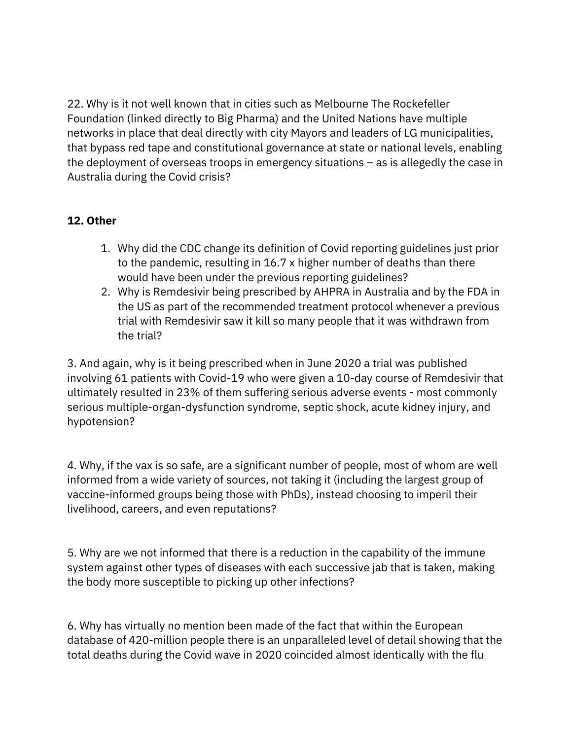22. Why is it not well known that in cities such as Melbourne The Rockefeller Foundation (linked directly to Big Pharma) and the United Nations have multiple networks in place that deal directly with city Mayors and leaders of LG municipalities, that bypass red tape and constitutional governance at state or national levels, enabling the deployment of overseas troops in emergency situations – as is allegedly the case in Australia during the Covid crisis?

**12. Other**

1. Why did the CDC change its definition of Covid reporting guidelines just prior to the pandemic, resulting in 16.7 x higher number of deaths than there would have been under the previous reporting guidelines?
2. Why is Remdesivir being prescribed by AHPRA in Australia and by the FDA in the US as part of the recommended treatment protocol whenever a previous trial with Remdesivir saw it kill so many people that it was withdrawn from the trial?

3. And again, why is it being prescribed when in June 2020 a trial was published involving 61 patients with Covid-19 who were given a 10-day course of Remdesivir that ultimately resulted in 23% of them suffering serious adverse events - most commonly serious multiple-organ-dysfunction syndrome, septic shock, acute kidney injury, and hypotension?

4. Why, if the vax is so safe, are a significant number of people, most of whom are well informed from a wide variety of sources, not taking it (including the largest group of vaccine-informed groups being those with PhDs), instead choosing to imperil their livelihood, careers, and even reputations?

5. Why are we not informed that there is a reduction in the capability of the immune system against other types of diseases with each successive jab that is taken, making the body more susceptible to picking up other infections?

6. Why has virtually no mention been made of the fact that within the European database of 420-million people there is an unparalleled level of detail showing that the total deaths during the Covid wave in 2020 coincided almost identically with the flu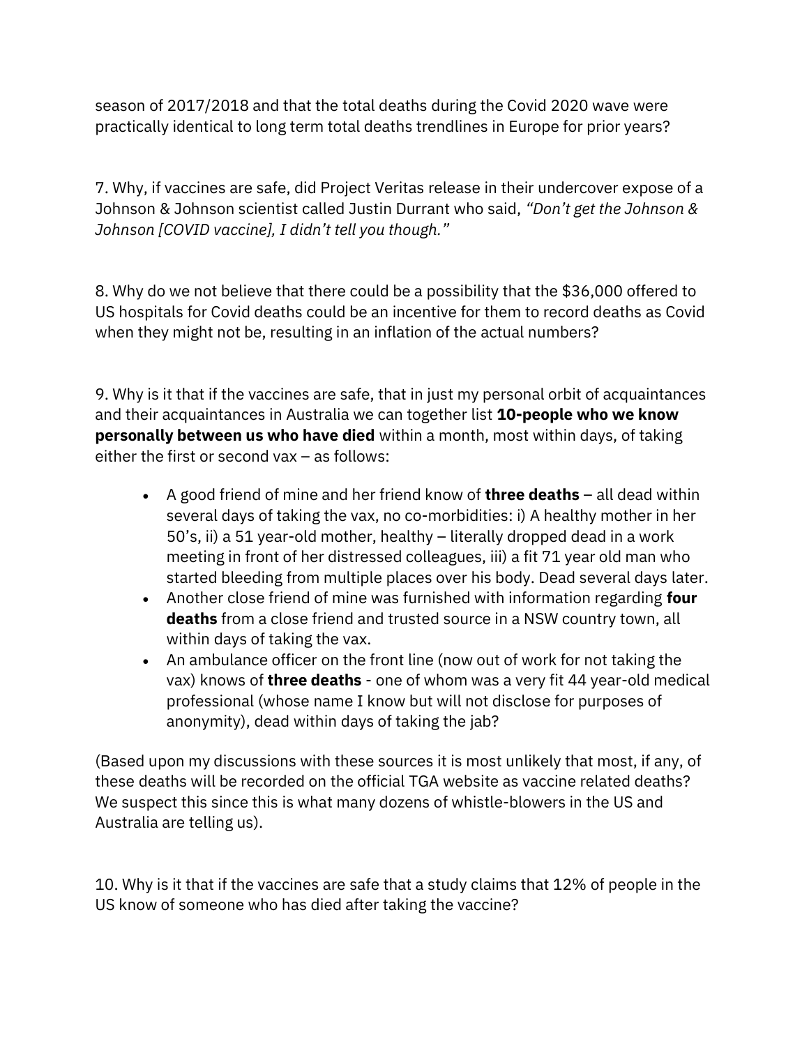season of 2017/2018 and that the total deaths during the Covid 2020 wave were practically identical to long term total deaths trendlines in Europe for prior years?

7. Why, if vaccines are safe, did Project Veritas release in their undercover expose of a Johnson & Johnson scientist called Justin Durrant who said, *"Don't get the Johnson & Johnson [COVID vaccine], I didn't tell you though."*

8. Why do we not believe that there could be a possibility that the $36,000 offered to US hospitals for Covid deaths could be an incentive for them to record deaths as Covid when they might not be, resulting in an inflation of the actual numbers?

9. Why is it that if the vaccines are safe, that in just my personal orbit of acquaintances and their acquaintances in Australia we can together list **10-people who we know personally between us who have died** within a month, most within days, of taking either the first or second vax – as follows:

- A good friend of mine and her friend know of **three deaths** – all dead within several days of taking the vax, no co-morbidities: i) A healthy mother in her 50's, ii) a 51 year-old mother, healthy – literally dropped dead in a work meeting in front of her distressed colleagues, iii) a fit 71 year old man who started bleeding from multiple places over his body. Dead several days later.
- Another close friend of mine was furnished with information regarding **four deaths** from a close friend and trusted source in a NSW country town, all within days of taking the vax.
- An ambulance officer on the front line (now out of work for not taking the vax) knows of **three deaths** - one of whom was a very fit 44 year-old medical professional (whose name I know but will not disclose for purposes of anonymity), dead within days of taking the jab?

(Based upon my discussions with these sources it is most unlikely that most, if any, of these deaths will be recorded on the official TGA website as vaccine related deaths? We suspect this since this is what many dozens of whistle-blowers in the US and Australia are telling us).

10. Why is it that if the vaccines are safe that a study claims that 12% of people in the US know of someone who has died after taking the vaccine?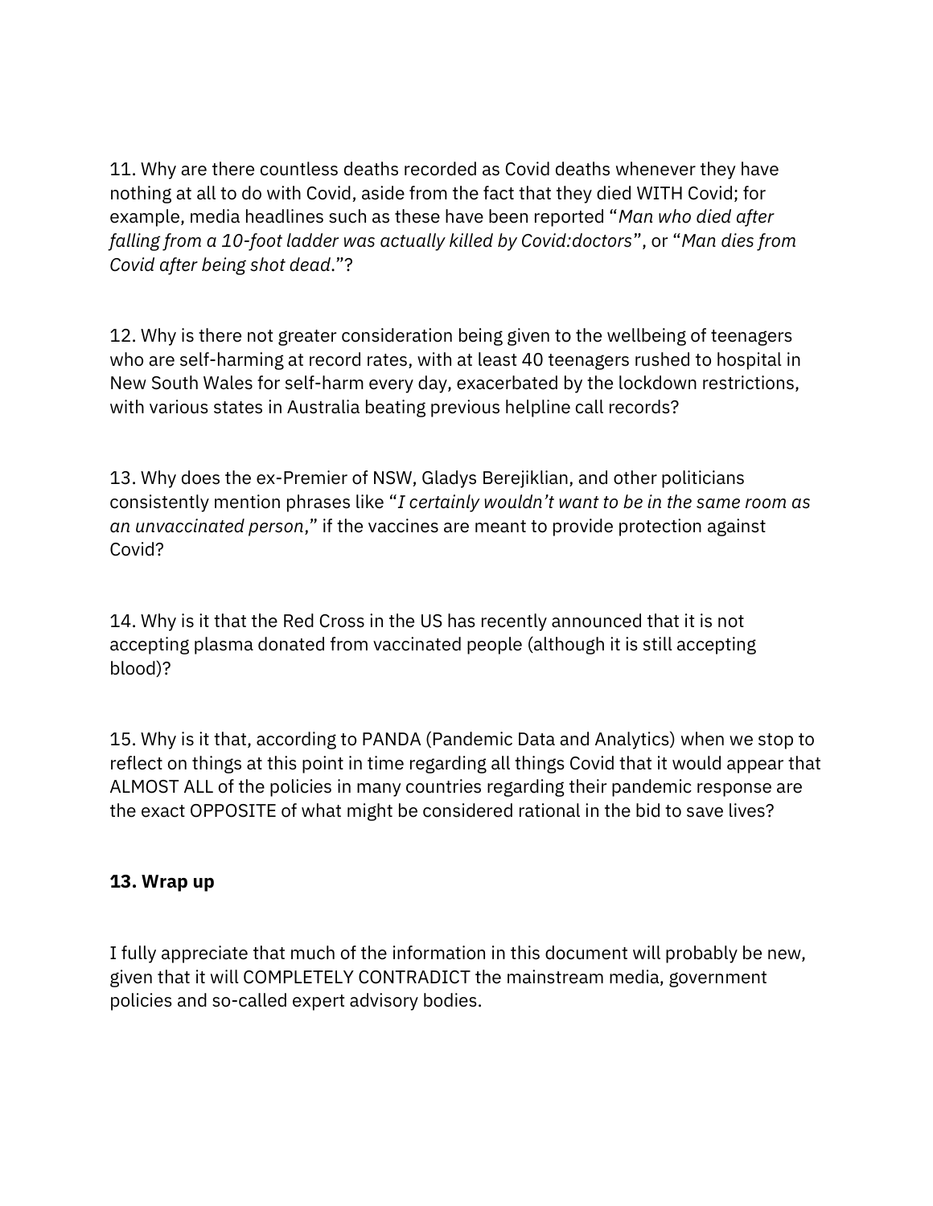11. Why are there countless deaths recorded as Covid deaths whenever they have nothing at all to do with Covid, aside from the fact that they died WITH Covid; for example, media headlines such as these have been reported "*Man who died after falling from a 10-foot ladder was actually killed by Covid:doctors*", or "*Man dies from Covid after being shot dead*."?

12. Why is there not greater consideration being given to the wellbeing of teenagers who are self-harming at record rates, with at least 40 teenagers rushed to hospital in New South Wales for self-harm every day, exacerbated by the lockdown restrictions, with various states in Australia beating previous helpline call records?

13. Why does the ex-Premier of NSW, Gladys Berejiklian, and other politicians consistently mention phrases like "*I certainly wouldn't want to be in the same room as an unvaccinated person*," if the vaccines are meant to provide protection against Covid?

14. Why is it that the Red Cross in the US has recently announced that it is not accepting plasma donated from vaccinated people (although it is still accepting blood)?

15. Why is it that, according to PANDA (Pandemic Data and Analytics) when we stop to reflect on things at this point in time regarding all things Covid that it would appear that ALMOST ALL of the policies in many countries regarding their pandemic response are the exact OPPOSITE of what might be considered rational in the bid to save lives?

**13. Wrap up**

I fully appreciate that much of the information in this document will probably be new, given that it will COMPLETELY CONTRADICT the mainstream media, government policies and so-called expert advisory bodies.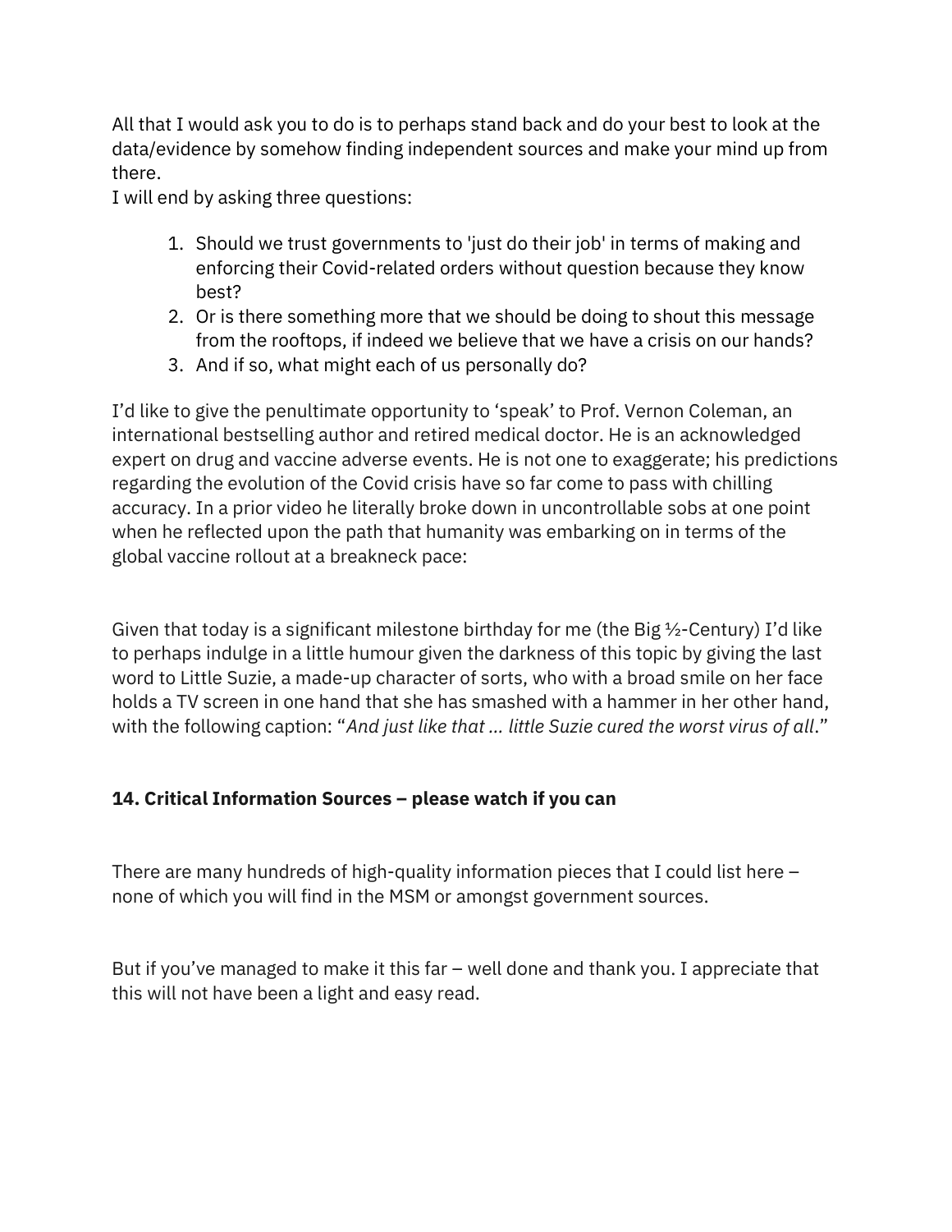All that I would ask you to do is to perhaps stand back and do your best to look at the data/evidence by somehow finding independent sources and make your mind up from there.
I will end by asking three questions:

1. Should we trust governments to 'just do their job' in terms of making and enforcing their Covid-related orders without question because they know best?
2. Or is there something more that we should be doing to shout this message from the rooftops, if indeed we believe that we have a crisis on our hands?
3. And if so, what might each of us personally do?

I'd like to give the penultimate opportunity to 'speak' to Prof. Vernon Coleman, an international bestselling author and retired medical doctor. He is an acknowledged expert on drug and vaccine adverse events. He is not one to exaggerate; his predictions regarding the evolution of the Covid crisis have so far come to pass with chilling accuracy. In a prior video he literally broke down in uncontrollable sobs at one point when he reflected upon the path that humanity was embarking on in terms of the global vaccine rollout at a breakneck pace:

Given that today is a significant milestone birthday for me (the Big ½-Century) I'd like to perhaps indulge in a little humour given the darkness of this topic by giving the last word to Little Suzie, a made-up character of sorts, who with a broad smile on her face holds a TV screen in one hand that she has smashed with a hammer in her other hand, with the following caption: "*And just like that … little Suzie cured the worst virus of all*."

### 14. Critical Information Sources – please watch if you can

There are many hundreds of high-quality information pieces that I could list here – none of which you will find in the MSM or amongst government sources.

But if you've managed to make it this far – well done and thank you. I appreciate that this will not have been a light and easy read.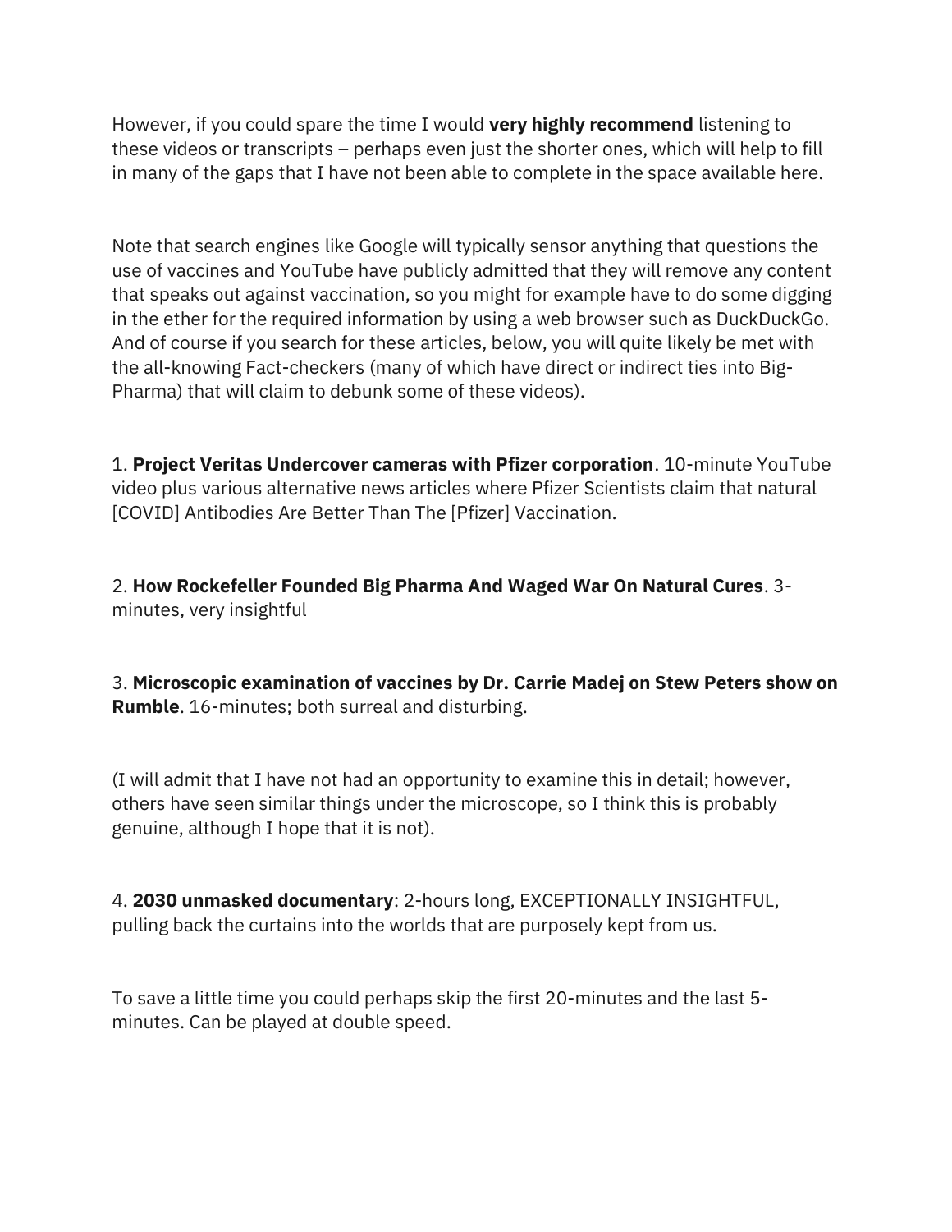However, if you could spare the time I would **very highly recommend** listening to these videos or transcripts – perhaps even just the shorter ones, which will help to fill in many of the gaps that I have not been able to complete in the space available here.

Note that search engines like Google will typically sensor anything that questions the use of vaccines and YouTube have publicly admitted that they will remove any content that speaks out against vaccination, so you might for example have to do some digging in the ether for the required information by using a web browser such as DuckDuckGo. And of course if you search for these articles, below, you will quite likely be met with the all-knowing Fact-checkers (many of which have direct or indirect ties into Big-Pharma) that will claim to debunk some of these videos).

1. **Project Veritas Undercover cameras with Pfizer corporation**. 10-minute YouTube video plus various alternative news articles where Pfizer Scientists claim that natural [COVID] Antibodies Are Better Than The [Pfizer] Vaccination.

2. **How Rockefeller Founded Big Pharma And Waged War On Natural Cures**. 3-minutes, very insightful

3. **Microscopic examination of vaccines by Dr. Carrie Madej on Stew Peters show on Rumble**. 16-minutes; both surreal and disturbing.

(I will admit that I have not had an opportunity to examine this in detail; however, others have seen similar things under the microscope, so I think this is probably genuine, although I hope that it is not).

4. **2030 unmasked documentary**: 2-hours long, EXCEPTIONALLY INSIGHTFUL, pulling back the curtains into the worlds that are purposely kept from us.

To save a little time you could perhaps skip the first 20-minutes and the last 5-minutes. Can be played at double speed.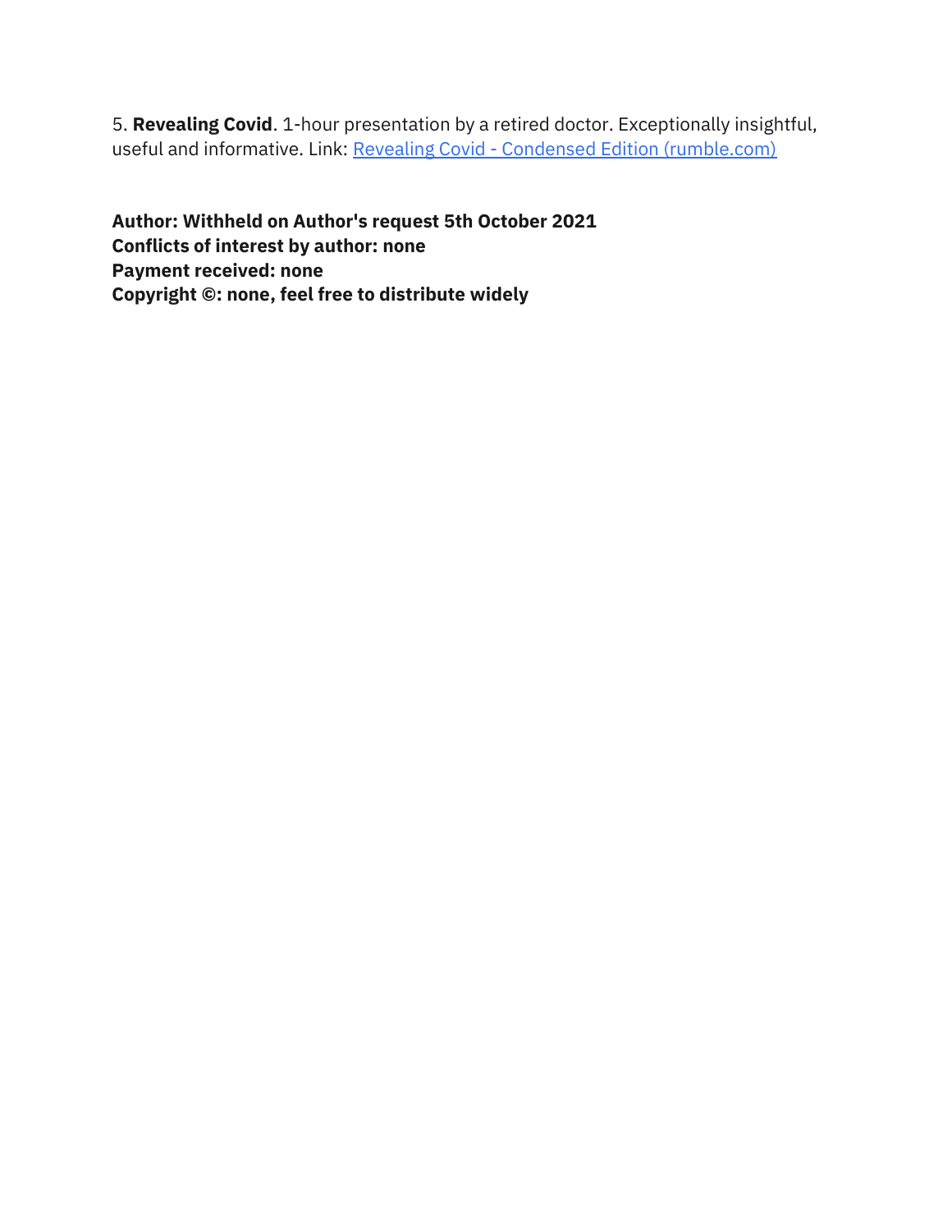5. **Revealing Covid**. 1-hour presentation by a retired doctor. Exceptionally insightful, useful and informative. Link: [Revealing Covid - Condensed Edition (rumble.com)]()

**Author: Withheld on Author's request 5th October 2021**
**Conflicts of interest by author: none**
**Payment received: none**
**Copyright ©: none, feel free to distribute widely**